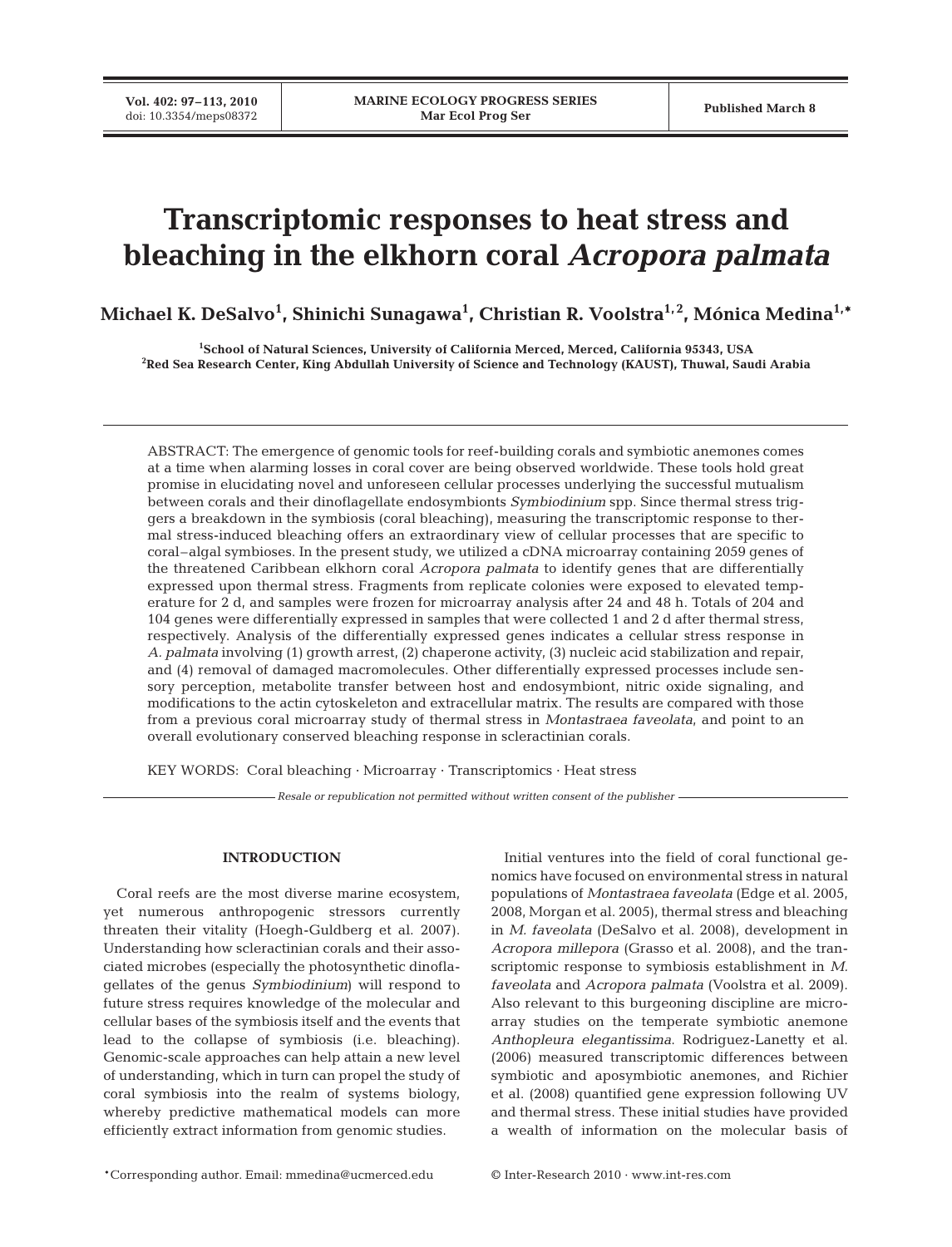# Transcriptomic responses to heat stress and bleaching in the elkhorn coral *Acropora palmata*

**Michael K. DeSalvo[1], Shinichi Sunagawa[1], Christian R. Voolstra[1,2], Mónica Medina[1,*]**

[1]School of Natural Sciences, University of California Merced, Merced, California 95343, USA
[2]Red Sea Research Center, King Abdullah University of Science and Technology (KAUST), Thuwal, Saudi Arabia

ABSTRACT: The emergence of genomic tools for reef-building corals and symbiotic anemones comes at a time when alarming losses in coral cover are being observed worldwide. These tools hold great promise in elucidating novel and unforeseen cellular processes underlying the successful mutualism between corals and their dinoflagellate endosymbionts *Symbiodinium* spp. Since thermal stress triggers a breakdown in the symbiosis (coral bleaching), measuring the transcriptomic response to thermal stress-induced bleaching offers an extraordinary view of cellular processes that are specific to coral–algal symbioses. In the present study, we utilized a cDNA microarray containing 2059 genes of the threatened Caribbean elkhorn coral *Acropora palmata* to identify genes that are differentially expressed upon thermal stress. Fragments from replicate colonies were exposed to elevated temperature for 2 d, and samples were frozen for microarray analysis after 24 and 48 h. Totals of 204 and 104 genes were differentially expressed in samples that were collected 1 and 2 d after thermal stress, respectively. Analysis of the differentially expressed genes indicates a cellular stress response in *A. palmata* involving (1) growth arrest, (2) chaperone activity, (3) nucleic acid stabilization and repair, and (4) removal of damaged macromolecules. Other differentially expressed processes include sensory perception, metabolite transfer between host and endosymbiont, nitric oxide signaling, and modifications to the actin cytoskeleton and extracellular matrix. The results are compared with those from a previous coral microarray study of thermal stress in *Montastraea faveolata*, and point to an overall evolutionary conserved bleaching response in scleractinian corals.

KEY WORDS: Coral bleaching · Microarray · Transcriptomics · Heat stress

*Resale or republication not permitted without written consent of the publisher*

## INTRODUCTION

Coral reefs are the most diverse marine ecosystem, yet numerous anthropogenic stressors currently threaten their vitality (Hoegh-Guldberg et al. 2007). Understanding how scleractinian corals and their associated microbes (especially the photosynthetic dinoflagellates of the genus *Symbiodinium*) will respond to future stress requires knowledge of the molecular and cellular bases of the symbiosis itself and the events that lead to the collapse of symbiosis (i.e. bleaching). Genomic-scale approaches can help attain a new level of understanding, which in turn can propel the study of coral symbiosis into the realm of systems biology, whereby predictive mathematical models can more efficiently extract information from genomic studies.

Initial ventures into the field of coral functional genomics have focused on environmental stress in natural populations of *Montastraea faveolata* (Edge et al. 2005, 2008, Morgan et al. 2005), thermal stress and bleaching in *M. faveolata* (DeSalvo et al. 2008), development in *Acropora millepora* (Grasso et al. 2008), and the transcriptomic response to symbiosis establishment in *M. faveolata* and *Acropora palmata* (Voolstra et al. 2009). Also relevant to this burgeoning discipline are microarray studies on the temperate symbiotic anemone *Anthopleura elegantissima*. Rodriguez-Lanetty et al. (2006) measured transcriptomic differences between symbiotic and aposymbiotic anemones, and Richier et al. (2008) quantified gene expression following UV and thermal stress. These initial studies have provided a wealth of information on the molecular basis of

*Corresponding author. Email: mmedina@ucmerced.edu

© Inter-Research 2010 · www.int-res.com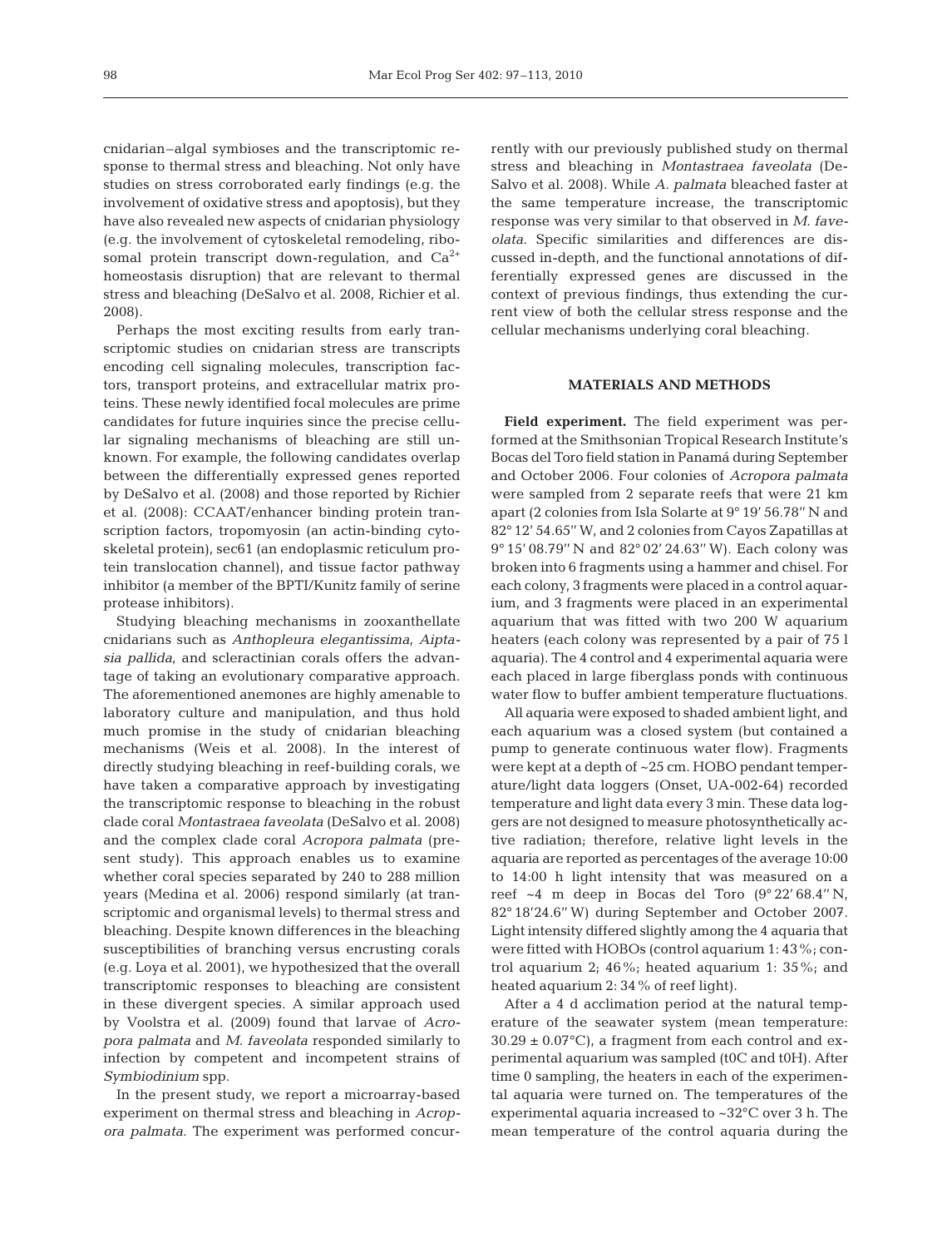cnidarian–algal symbioses and the transcriptomic response to thermal stress and bleaching. Not only have studies on stress corroborated early findings (e.g. the involvement of oxidative stress and apoptosis), but they have also revealed new aspects of cnidarian physiology (e.g. the involvement of cytoskeletal remodeling, ribosomal protein transcript down-regulation, and $Ca^{2+}$ homeostasis disruption) that are relevant to thermal stress and bleaching (DeSalvo et al. 2008, Richier et al. 2008).

Perhaps the most exciting results from early transcriptomic studies on cnidarian stress are transcripts encoding cell signaling molecules, transcription factors, transport proteins, and extracellular matrix proteins. These newly identified focal molecules are prime candidates for future inquiries since the precise cellular signaling mechanisms of bleaching are still unknown. For example, the following candidates overlap between the differentially expressed genes reported by DeSalvo et al. (2008) and those reported by Richier et al. (2008): CCAAT/enhancer binding protein transcription factors, tropomyosin (an actin-binding cytoskeletal protein), sec61 (an endoplasmic reticulum protein translocation channel), and tissue factor pathway inhibitor (a member of the BPTI/Kunitz family of serine protease inhibitors).

Studying bleaching mechanisms in zooxanthellate cnidarians such as *Anthopleura elegantissima*, *Aiptasia pallida*, and scleractinian corals offers the advantage of taking an evolutionary comparative approach. The aforementioned anemones are highly amenable to laboratory culture and manipulation, and thus hold much promise in the study of cnidarian bleaching mechanisms (Weis et al. 2008). In the interest of directly studying bleaching in reef-building corals, we have taken a comparative approach by investigating the transcriptomic response to bleaching in the robust clade coral *Montastraea faveolata* (DeSalvo et al. 2008) and the complex clade coral *Acropora palmata* (present study). This approach enables us to examine whether coral species separated by 240 to 288 million years (Medina et al. 2006) respond similarly (at transcriptomic and organismal levels) to thermal stress and bleaching. Despite known differences in the bleaching susceptibilities of branching versus encrusting corals (e.g. Loya et al. 2001), we hypothesized that the overall transcriptomic responses to bleaching are consistent in these divergent species. A similar approach used by Voolstra et al. (2009) found that larvae of *Acropora palmata* and *M. faveolata* responded similarly to infection by competent and incompetent strains of *Symbiodinium* spp.

In the present study, we report a microarray-based experiment on thermal stress and bleaching in *Acropora palmata*. The experiment was performed concurrently with our previously published study on thermal stress and bleaching in *Montastraea faveolata* (DeSalvo et al. 2008). While *A. palmata* bleached faster at the same temperature increase, the transcriptomic response was very similar to that observed in *M. faveolata*. Specific similarities and differences are discussed in-depth, and the functional annotations of differentially expressed genes are discussed in the context of previous findings, thus extending the current view of both the cellular stress response and the cellular mechanisms underlying coral bleaching.

## MATERIALS AND METHODS

**Field experiment.** The field experiment was performed at the Smithsonian Tropical Research Institute's Bocas del Toro field station in Panamá during September and October 2006. Four colonies of *Acropora palmata* were sampled from 2 separate reefs that were 21 km apart (2 colonies from Isla Solarte at 9° 19′ 56.78″ N and 82° 12′ 54.65″ W, and 2 colonies from Cayos Zapatillas at 9° 15′ 08.79″ N and 82° 02′ 24.63″ W). Each colony was broken into 6 fragments using a hammer and chisel. For each colony, 3 fragments were placed in a control aquarium, and 3 fragments were placed in an experimental aquarium that was fitted with two 200 W aquarium heaters (each colony was represented by a pair of 75 l aquaria). The 4 control and 4 experimental aquaria were each placed in large fiberglass ponds with continuous water flow to buffer ambient temperature fluctuations.

All aquaria were exposed to shaded ambient light, and each aquarium was a closed system (but contained a pump to generate continuous water flow). Fragments were kept at a depth of ~25 cm. HOBO pendant temperature/light data loggers (Onset, UA-002-64) recorded temperature and light data every 3 min. These data loggers are not designed to measure photosynthetically active radiation; therefore, relative light levels in the aquaria are reported as percentages of the average 10:00 to 14:00 h light intensity that was measured on a reef ~4 m deep in Bocas del Toro (9° 22′ 68.4″ N, 82° 18′24.6″ W) during September and October 2007. Light intensity differed slightly among the 4 aquaria that were fitted with HOBOs (control aquarium 1: 43%; control aquarium 2; 46%; heated aquarium 1: 35%; and heated aquarium 2: 34% of reef light).

After a 4 d acclimation period at the natural temperature of the seawater system (mean temperature: 30.29 ± 0.07°C), a fragment from each control and experimental aquarium was sampled (t0C and t0H). After time 0 sampling, the heaters in each of the experimental aquaria were turned on. The temperatures of the experimental aquaria increased to ~32°C over 3 h. The mean temperature of the control aquaria during the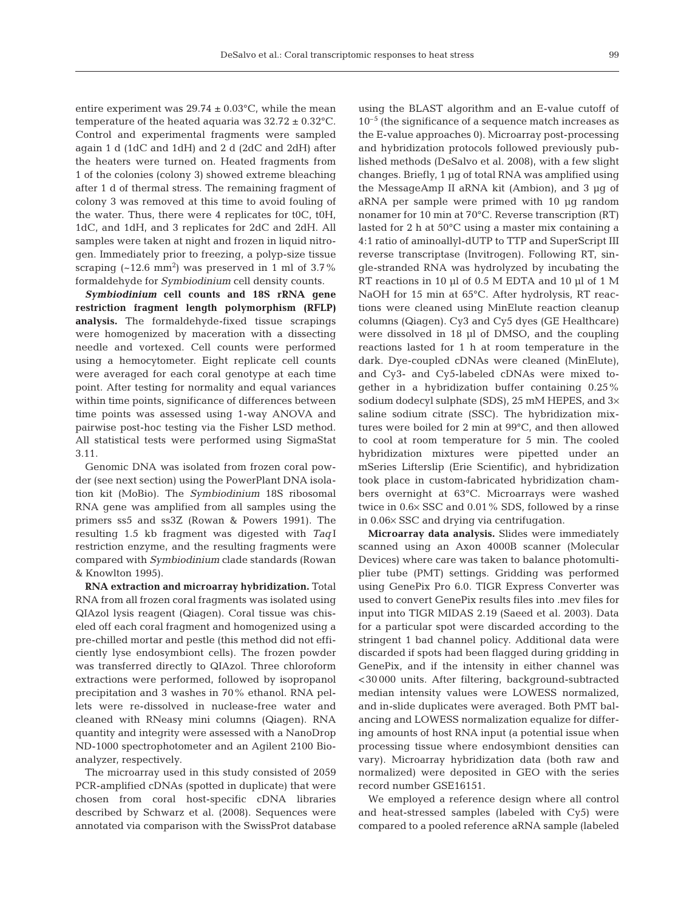entire experiment was 29.74 ± 0.03°C, while the mean temperature of the heated aquaria was 32.72 ± 0.32°C. Control and experimental fragments were sampled again 1 d (1dC and 1dH) and 2 d (2dC and 2dH) after the heaters were turned on. Heated fragments from 1 of the colonies (colony 3) showed extreme bleaching after 1 d of thermal stress. The remaining fragment of colony 3 was removed at this time to avoid fouling of the water. Thus, there were 4 replicates for t0C, t0H, 1dC, and 1dH, and 3 replicates for 2dC and 2dH. All samples were taken at night and frozen in liquid nitrogen. Immediately prior to freezing, a polyp-size tissue scraping (~12.6 mm$^2$) was preserved in 1 ml of 3.7% formaldehyde for *Symbiodinium* cell density counts.

***Symbiodinium* cell counts and 18S rRNA gene restriction fragment length polymorphism (RFLP) analysis.** The formaldehyde-fixed tissue scrapings were homogenized by maceration with a dissecting needle and vortexed. Cell counts were performed using a hemocytometer. Eight replicate cell counts were averaged for each coral genotype at each time point. After testing for normality and equal variances within time points, significance of differences between time points was assessed using 1-way ANOVA and pairwise post-hoc testing via the Fisher LSD method. All statistical tests were performed using SigmaStat 3.11.

Genomic DNA was isolated from frozen coral powder (see next section) using the PowerPlant DNA isolation kit (MoBio). The *Symbiodinium* 18S ribosomal RNA gene was amplified from all samples using the primers ss5 and ss3Z (Rowan & Powers 1991). The resulting 1.5 kb fragment was digested with *Taq*I restriction enzyme, and the resulting fragments were compared with *Symbiodinium* clade standards (Rowan & Knowlton 1995).

**RNA extraction and microarray hybridization.** Total RNA from all frozen coral fragments was isolated using QIAzol lysis reagent (Qiagen). Coral tissue was chiseled off each coral fragment and homogenized using a pre-chilled mortar and pestle (this method did not efficiently lyse endosymbiont cells). The frozen powder was transferred directly to QIAzol. Three chloroform extractions were performed, followed by isopropanol precipitation and 3 washes in 70% ethanol. RNA pellets were re-dissolved in nuclease-free water and cleaned with RNeasy mini columns (Qiagen). RNA quantity and integrity were assessed with a NanoDrop ND-1000 spectrophotometer and an Agilent 2100 Bioanalyzer, respectively.

The microarray used in this study consisted of 2059 PCR-amplified cDNAs (spotted in duplicate) that were chosen from coral host-specific cDNA libraries described by Schwarz et al. (2008). Sequences were annotated via comparison with the SwissProt database using the BLAST algorithm and an E-value cutoff of $10^{-5}$ (the significance of a sequence match increases as the E-value approaches 0). Microarray post-processing and hybridization protocols followed previously published methods (DeSalvo et al. 2008), with a few slight changes. Briefly, 1 µg of total RNA was amplified using the MessageAmp II aRNA kit (Ambion), and 3 µg of aRNA per sample were primed with 10 µg random nonamer for 10 min at 70°C. Reverse transcription (RT) lasted for 2 h at 50°C using a master mix containing a 4:1 ratio of aminoallyl-dUTP to TTP and SuperScript III reverse transcriptase (Invitrogen). Following RT, single-stranded RNA was hydrolyzed by incubating the RT reactions in 10 µl of 0.5 M EDTA and 10 µl of 1 M NaOH for 15 min at 65°C. After hydrolysis, RT reactions were cleaned using MinElute reaction cleanup columns (Qiagen). Cy3 and Cy5 dyes (GE Healthcare) were dissolved in 18 µl of DMSO, and the coupling reactions lasted for 1 h at room temperature in the dark. Dye-coupled cDNAs were cleaned (MinElute), and Cy3- and Cy5-labeled cDNAs were mixed together in a hybridization buffer containing 0.25% sodium dodecyl sulphate (SDS), 25 mM HEPES, and 3× saline sodium citrate (SSC). The hybridization mixtures were boiled for 2 min at 99°C, and then allowed to cool at room temperature for 5 min. The cooled hybridization mixtures were pipetted under an mSeries Lifterslip (Erie Scientific), and hybridization took place in custom-fabricated hybridization chambers overnight at 63°C. Microarrays were washed twice in 0.6× SSC and 0.01% SDS, followed by a rinse in 0.06× SSC and drying via centrifugation.

**Microarray data analysis.** Slides were immediately scanned using an Axon 4000B scanner (Molecular Devices) where care was taken to balance photomultiplier tube (PMT) settings. Gridding was performed using GenePix Pro 6.0. TIGR Express Converter was used to convert GenePix results files into .mev files for input into TIGR MIDAS 2.19 (Saeed et al. 2003). Data for a particular spot were discarded according to the stringent 1 bad channel policy. Additional data were discarded if spots had been flagged during gridding in GenePix, and if the intensity in either channel was <30 000 units. After filtering, background-subtracted median intensity values were LOWESS normalized, and in-slide duplicates were averaged. Both PMT balancing and LOWESS normalization equalize for differing amounts of host RNA input (a potential issue when processing tissue where endosymbiont densities can vary). Microarray hybridization data (both raw and normalized) were deposited in GEO with the series record number GSE16151.

We employed a reference design where all control and heat-stressed samples (labeled with Cy5) were compared to a pooled reference aRNA sample (labeled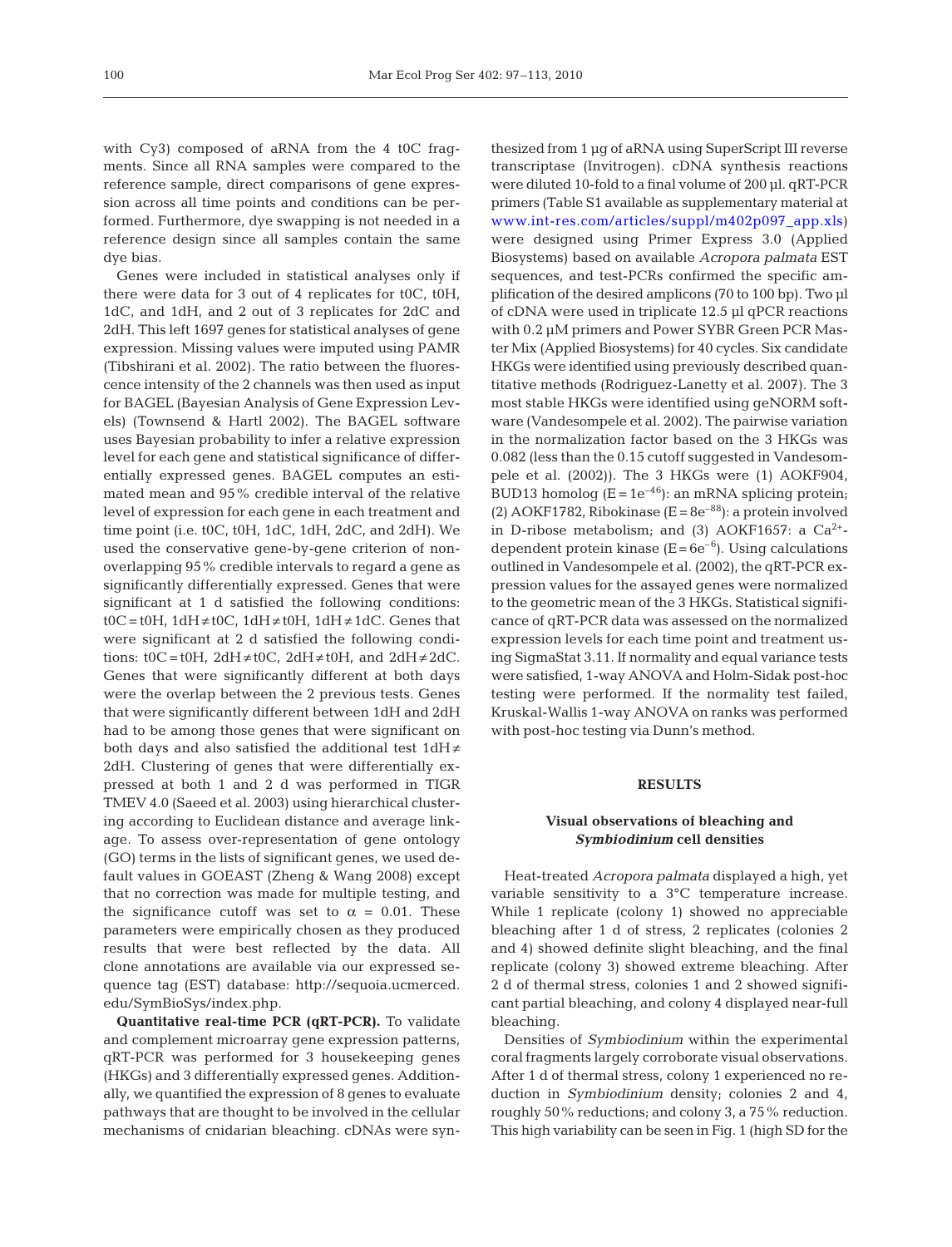with Cy3) composed of aRNA from the 4 t0C fragments. Since all RNA samples were compared to the reference sample, direct comparisons of gene expression across all time points and conditions can be performed. Furthermore, dye swapping is not needed in a reference design since all samples contain the same dye bias.

Genes were included in statistical analyses only if there were data for 3 out of 4 replicates for t0C, t0H, 1dC, and 1dH, and 2 out of 3 replicates for 2dC and 2dH. This left 1697 genes for statistical analyses of gene expression. Missing values were imputed using PAMR (Tibshirani et al. 2002). The ratio between the fluorescence intensity of the 2 channels was then used as input for BAGEL (Bayesian Analysis of Gene Expression Levels) (Townsend & Hartl 2002). The BAGEL software uses Bayesian probability to infer a relative expression level for each gene and statistical significance of differentially expressed genes. BAGEL computes an estimated mean and 95% credible interval of the relative level of expression for each gene in each treatment and time point (i.e. t0C, t0H, 1dC, 1dH, 2dC, and 2dH). We used the conservative gene-by-gene criterion of non-overlapping 95% credible intervals to regard a gene as significantly differentially expressed. Genes that were significant at 1 d satisfied the following conditions: t0C = t0H, 1dH ≠ t0C, 1dH ≠ t0H, 1dH ≠ 1dC. Genes that were significant at 2 d satisfied the following conditions: t0C = t0H, 2dH ≠ t0C, 2dH ≠ t0H, and 2dH ≠ 2dC. Genes that were significantly different at both days were the overlap between the 2 previous tests. Genes that were significantly different between 1dH and 2dH had to be among those genes that were significant on both days and also satisfied the additional test 1dH ≠ 2dH. Clustering of genes that were differentially expressed at both 1 and 2 d was performed in TIGR TMEV 4.0 (Saeed et al. 2003) using hierarchical clustering according to Euclidean distance and average linkage. To assess over-representation of gene ontology (GO) terms in the lists of significant genes, we used default values in GOEAST (Zheng & Wang 2008) except that no correction was made for multiple testing, and the significance cutoff was set to $\alpha = 0.01$. These parameters were empirically chosen as they produced results that were best reflected by the data. All clone annotations are available via our expressed sequence tag (EST) database: http://sequoia.ucmerced.edu/SymBioSys/index.php.

**Quantitative real-time PCR (qRT-PCR).** To validate and complement microarray gene expression patterns, qRT-PCR was performed for 3 housekeeping genes (HKGs) and 3 differentially expressed genes. Additionally, we quantified the expression of 8 genes to evaluate pathways that are thought to be involved in the cellular mechanisms of cnidarian bleaching. cDNAs were synthesized from 1 µg of aRNA using SuperScript III reverse transcriptase (Invitrogen). cDNA synthesis reactions were diluted 10-fold to a final volume of 200 µl. qRT-PCR primers (Table S1 available as supplementary material at www.int-res.com/articles/suppl/m402p097_app.xls) were designed using Primer Express 3.0 (Applied Biosystems) based on available *Acropora palmata* EST sequences, and test-PCRs confirmed the specific amplification of the desired amplicons (70 to 100 bp). Two µl of cDNA were used in triplicate 12.5 µl qPCR reactions with 0.2 µM primers and Power SYBR Green PCR Master Mix (Applied Biosystems) for 40 cycles. Six candidate HKGs were identified using previously described quantitative methods (Rodriguez-Lanetty et al. 2007). The 3 most stable HKGs were identified using geNORM software (Vandesompele et al. 2002). The pairwise variation in the normalization factor based on the 3 HKGs was 0.082 (less than the 0.15 cutoff suggested in Vandesompele et al. (2002)). The 3 HKGs were (1) AOKF904, BUD13 homolog ($E = 1e^{-46}$): an mRNA splicing protein; (2) AOKF1782, Ribokinase ($E = 8e^{-88}$): a protein involved in D-ribose metabolism; and (3) AOKF1657: a $Ca^{2+}$-dependent protein kinase ($E = 6e^{-6}$). Using calculations outlined in Vandesompele et al. (2002), the qRT-PCR expression values for the assayed genes were normalized to the geometric mean of the 3 HKGs. Statistical significance of qRT-PCR data was assessed on the normalized expression levels for each time point and treatment using SigmaStat 3.11. If normality and equal variance tests were satisfied, 1-way ANOVA and Holm-Sidak post-hoc testing were performed. If the normality test failed, Kruskal-Wallis 1-way ANOVA on ranks was performed with post-hoc testing via Dunn's method.

## RESULTS

### Visual observations of bleaching and *Symbiodinium* cell densities

Heat-treated *Acropora palmata* displayed a high, yet variable sensitivity to a 3°C temperature increase. While 1 replicate (colony 1) showed no appreciable bleaching after 1 d of stress, 2 replicates (colonies 2 and 4) showed definite slight bleaching, and the final replicate (colony 3) showed extreme bleaching. After 2 d of thermal stress, colonies 1 and 2 showed significant partial bleaching, and colony 4 displayed near-full bleaching.

Densities of *Symbiodinium* within the experimental coral fragments largely corroborate visual observations. After 1 d of thermal stress, colony 1 experienced no reduction in *Symbiodinium* density; colonies 2 and 4, roughly 50% reductions; and colony 3, a 75% reduction. This high variability can be seen in Fig. 1 (high SD for the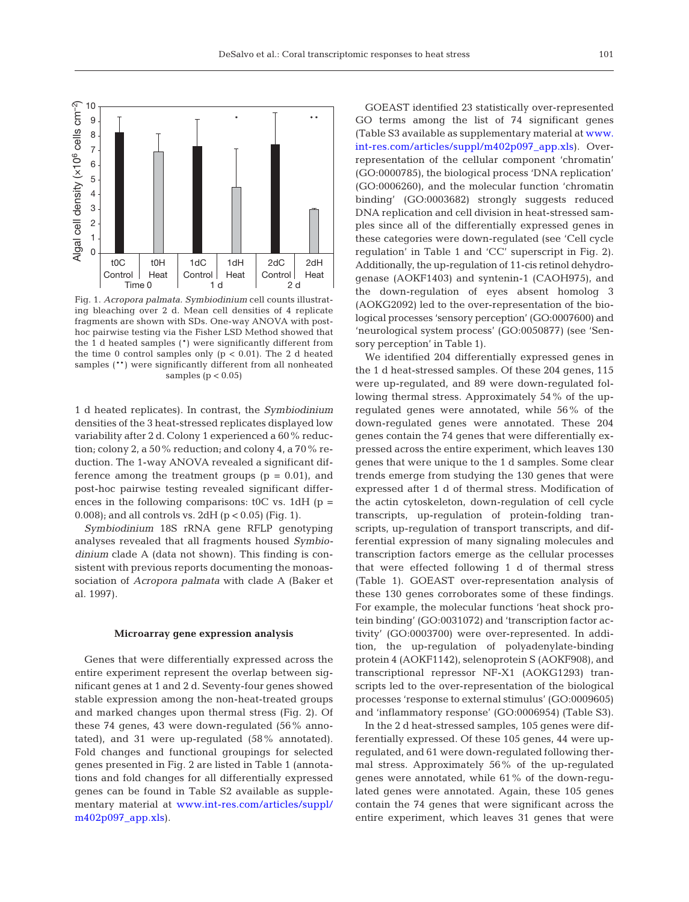Fig. 1. *Acropora palmata. Symbiodinium* cell counts illustrating bleaching over 2 d. Mean cell densities of 4 replicate fragments are shown with SDs. One-way ANOVA with post-hoc pairwise testing via the Fisher LSD Method showed that the 1 d heated samples (•) were significantly different from the time 0 control samples only ($p < 0.01$). The 2 d heated samples (••) were significantly different from all nonheated samples ($p < 0.05$)

1 d heated replicates). In contrast, the *Symbiodinium* densities of the 3 heat-stressed replicates displayed low variability after 2 d. Colony 1 experienced a 60% reduction; colony 2, a 50% reduction; and colony 4, a 70% reduction. The 1-way ANOVA revealed a significant difference among the treatment groups ($p = 0.01$), and post-hoc pairwise testing revealed significant differences in the following comparisons: t0C vs. 1dH ($p = 0.008$); and all controls vs. 2dH ($p < 0.05$) (Fig. 1).

*Symbiodinium* 18S rRNA gene RFLP genotyping analyses revealed that all fragments housed *Symbiodinium* clade A (data not shown). This finding is consistent with previous reports documenting the monoassociation of *Acropora palmata* with clade A (Baker et al. 1997).

### Microarray gene expression analysis

Genes that were differentially expressed across the entire experiment represent the overlap between significant genes at 1 and 2 d. Seventy-four genes showed stable expression among the non-heat-treated groups and marked changes upon thermal stress (Fig. 2). Of these 74 genes, 43 were down-regulated (56% annotated), and 31 were up-regulated (58% annotated). Fold changes and functional groupings for selected genes presented in Fig. 2 are listed in Table 1 (annotations and fold changes for all differentially expressed genes can be found in Table S2 available as supplementary material at www.int-res.com/articles/suppl/m402p097_app.xls).

GOEAST identified 23 statistically over-represented GO terms among the list of 74 significant genes (Table S3 available as supplementary material at www.int-res.com/articles/suppl/m402p097_app.xls). Over-representation of the cellular component 'chromatin' (GO:0000785), the biological process 'DNA replication' (GO:0006260), and the molecular function 'chromatin binding' (GO:0003682) strongly suggests reduced DNA replication and cell division in heat-stressed samples since all of the differentially expressed genes in these categories were down-regulated (see 'Cell cycle regulation' in Table 1 and 'CC' superscript in Fig. 2). Additionally, the up-regulation of 11-cis retinol dehydrogenase (AOKF1403) and syntenin-1 (CAOH975), and the down-regulation of eyes absent homolog 3 (AOKG2092) led to the over-representation of the biological processes 'sensory perception' (GO:0007600) and 'neurological system process' (GO:0050877) (see 'Sensory perception' in Table 1).

We identified 204 differentially expressed genes in the 1 d heat-stressed samples. Of these 204 genes, 115 were up-regulated, and 89 were down-regulated following thermal stress. Approximately 54% of the up-regulated genes were annotated, while 56% of the down-regulated genes were annotated. These 204 genes contain the 74 genes that were differentially expressed across the entire experiment, which leaves 130 genes that were unique to the 1 d samples. Some clear trends emerge from studying the 130 genes that were expressed after 1 d of thermal stress. Modification of the actin cytoskeleton, down-regulation of cell cycle transcripts, up-regulation of protein-folding transcripts, up-regulation of transport transcripts, and differential expression of many signaling molecules and transcription factors emerge as the cellular processes that were effected following 1 d of thermal stress (Table 1). GOEAST over-representation analysis of these 130 genes corroborates some of these findings. For example, the molecular functions 'heat shock protein binding' (GO:0031072) and 'transcription factor activity' (GO:0003700) were over-represented. In addition, the up-regulation of polyadenylate-binding protein 4 (AOKF1142), selenoprotein S (AOKF908), and transcriptional repressor NF-X1 (AOKG1293) transcripts led to the over-representation of the biological processes 'response to external stimulus' (GO:0009605) and 'inflammatory response' (GO:0006954) (Table S3).

In the 2 d heat-stressed samples, 105 genes were differentially expressed. Of these 105 genes, 44 were up-regulated, and 61 were down-regulated following thermal stress. Approximately 56% of the up-regulated genes were annotated, while 61% of the down-regulated genes were annotated. Again, these 105 genes contain the 74 genes that were significant across the entire experiment, which leaves 31 genes that were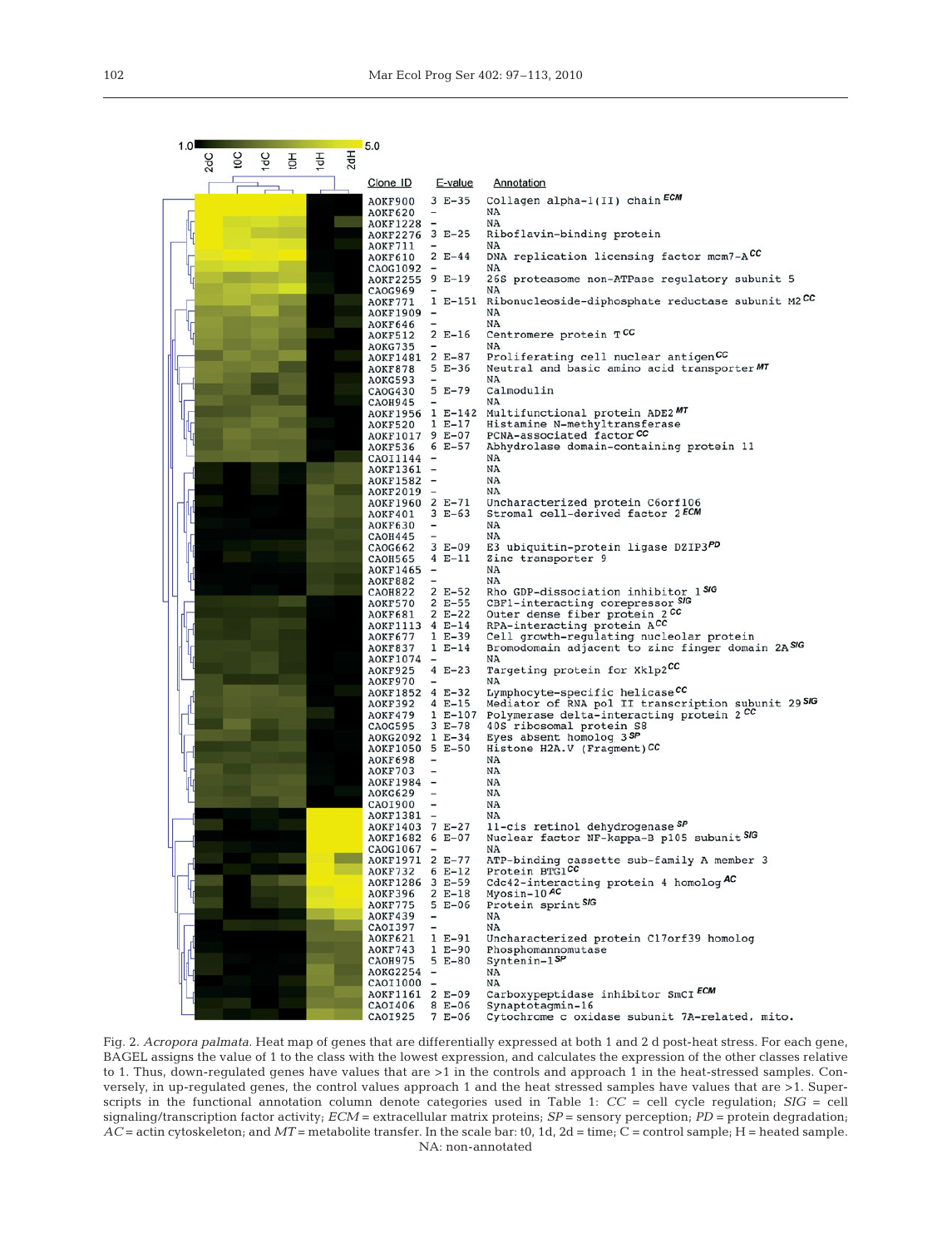| Clone ID | E-value | Annotation |
|---|---|---|
| AOKF900 | 3 E-35 | Collagen alpha-1(II) chain [ECM] |
| AOKF620 | – | NA |
| AOKF1228 | – | NA |
| AOKF2276 | 3 E-25 | Riboflavin-binding protein |
| AOKF711 | – | NA |
| AOKF610 | 2 E-44 | DNA replication licensing factor mcm7-A [CC] |
| CAOG1092 | – | NA |
| AOKF2255 | 9 E-19 | 26S proteasome non-ATPase regulatory subunit 5 |
| CAOG969 | – | NA |
| AOKF771 | 1 E-151 | Ribonucleoside-diphosphate reductase subunit M2 [CC] |
| AOKF1909 | – | NA |
| AOKF646 | – | NA |
| AOKF512 | 2 E-16 | Centromere protein T [CC] |
| AOKG735 | – | NA |
| AOKF1481 | 2 E-87 | Proliferating cell nuclear antigen [CC] |
| AOKF878 | 5 E-36 | Neutral and basic amino acid transporter [MT] |
| AOKG593 | – | NA |
| CAOG430 | 5 E-79 | Calmodulin |
| CAOH945 | – | NA |
| AOKF1956 | 1 E-142 | Multifunctional protein ADE2 [MT] |
| AOKF520 | 1 E-17 | Histamine N-methyltransferase |
| AOKF1017 | 9 E-07 | PCNA-associated factor [CC] |
| AOKF536 | 6 E-57 | Abhydrolase domain-containing protein 11 |
| CAOI1144 | – | NA |
| AOKF1361 | – | NA |
| AOKF1582 | – | NA |
| AOKF2019 | – | NA |
| AOKF1960 | 2 E-71 | Uncharacterized protein C6orf106 |
| AOKF401 | 3 E-63 | Stromal cell-derived factor 2 [ECM] |
| AOKF630 | – | NA |
| CAOH445 | – | NA |
| CAOG662 | 3 E-09 | E3 ubiquitin-protein ligase DZIP3 [PD] |
| CAOH565 | 4 E-11 | Zinc transporter 9 |
| AOKF1465 | – | NA |
| AOKF882 | – | NA |
| CAOH822 | 2 E-52 | Rho GDP-dissociation inhibitor 1 [SIG] |
| AOKF570 | 2 E-55 | CBF1-interacting corepressor [SIG] |
| AOKF681 | 2 E-22 | Outer dense fiber protein 2 [CC] |
| AOKF1113 | 4 E-14 | RPA-interacting protein A [CC] |
| AOKF677 | 1 E-39 | Cell growth-regulating nucleolar protein |
| AOKF837 | 1 E-14 | Bromodomain adjacent to zinc finger domain 2A [SIG] |
| AOKF1074 | – | NA |
| AOKF925 | 4 E-23 | Targeting protein for Xklp2 [CC] |
| AOKF970 | – | NA |
| AOKF1852 | 4 E-32 | Lymphocyte-specific helicase [CC] |
| AOKF392 | 4 E-15 | Mediator of RNA pol II transcription subunit 29 [SIG] |
| AOKF479 | 1 E-107 | Polymerase delta-interacting protein 2 [CC] |
| CAOG595 | 3 E-78 | 40S ribosomal protein S8 |
| AOKG2092 | 1 E-34 | Eyes absent homolog 3 [SP] |
| AOKF1050 | 5 E-50 | Histone H2A.V (Fragment) [CC] |
| AOKF698 | – | NA |
| AOKF703 | – | NA |
| AOKF1984 | – | NA |
| AOKG629 | – | NA |
| CAOI900 | – | NA |
| AOKF1381 | – | NA |
| AOKF1403 | 7 E-27 | 11-cis retinol dehydrogenase [SP] |
| AOKF1682 | 6 E-07 | Nuclear factor NF-kappa-B p105 subunit [SIG] |
| CAOG1067 | – | NA |
| AOKF1971 | 2 E-77 | ATP-binding cassette sub-family A member 3 |
| AOKF732 | 6 E-12 | Protein BTG1 [CC] |
| AOKF1286 | 3 E-59 | Cdc42-interacting protein 4 homolog [AC] |
| AOKF396 | 2 E-18 | Myosin-10 [AC] |
| AOKF775 | 5 E-06 | Protein sprint [SIG] |
| AOKF439 | – | NA |
| CAOI397 | – | NA |
| AOKF621 | 1 E-91 | Uncharacterized protein C17orf39 homolog |
| AOKF743 | 1 E-90 | Phosphomannomutase |
| CAOH975 | 5 E-80 | Syntenin-1 [SP] |
| AOKG2254 | – | NA |
| CAOI1000 | – | NA |
| AOKF1161 | 2 E-09 | Carboxypeptidase inhibitor SmCI [ECM] |
| CAOI406 | 8 E-06 | Synaptotagmin-16 |
| CAOI925 | 7 E-06 | Cytochrome c oxidase subunit 7A-related, mito. |

Fig. 2. *Acropora palmata*. Heat map of genes that are differentially expressed at both 1 and 2 d post-heat stress. For each gene, BAGEL assigns the value of 1 to the class with the lowest expression, and calculates the expression of the other classes relative to 1. Thus, down-regulated genes have values that are >1 in the controls and approach 1 in the heat-stressed samples. Conversely, in up-regulated genes, the control values approach 1 and the heat stressed samples have values that are >1. Superscripts in the functional annotation column denote categories used in Table 1: *CC* = cell cycle regulation; *SIG* = cell signaling/transcription factor activity; *ECM* = extracellular matrix proteins; *SP* = sensory perception; *PD* = protein degradation; *AC* = actin cytoskeleton; and *MT* = metabolite transfer. In the scale bar: t0, 1d, 2d = time; C = control sample; H = heated sample. NA: non-annotated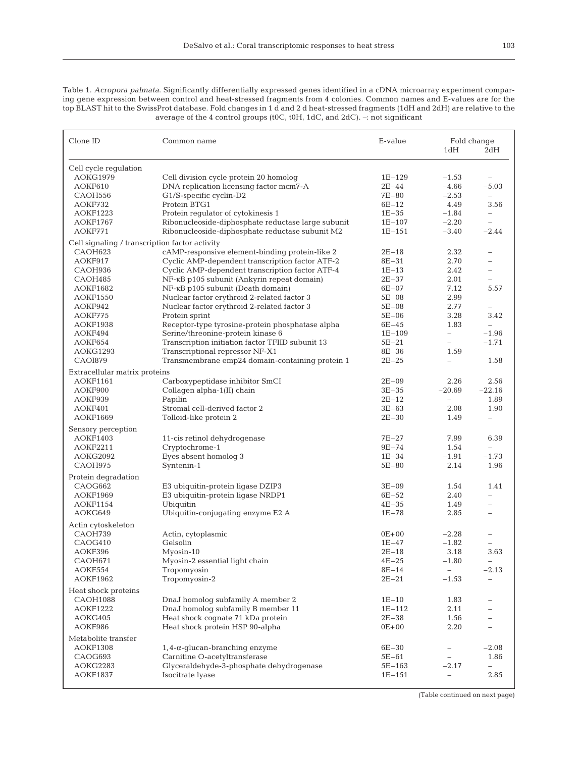Table 1. *Acropora palmata*. Significantly differentially expressed genes identified in a cDNA microarray experiment comparing gene expression between control and heat-stressed fragments from 4 colonies. Common names and E-values are for the top BLAST hit to the SwissProt database. Fold changes in 1 d and 2 d heat-stressed fragments (1dH and 2dH) are relative to the average of the 4 control groups (t0C, t0H, 1dC, and 2dC). –: not significant

| Clone ID | Common name | E-value | Fold change 1dH | Fold change 2dH |
|---|---|---|---|---|
| **Cell cycle regulation** | | | | |
| AOKG1979 | Cell division cycle protein 20 homolog | 1E−129 | −1.53 | – |
| AOKF610 | DNA replication licensing factor mcm7-A | 2E−44 | −4.66 | −5.03 |
| CAOH556 | G1/S-specific cyclin-D2 | 7E−80 | −2.53 | – |
| AOKF732 | Protein BTG1 | 6E−12 | 4.49 | 3.56 |
| AOKF1223 | Protein regulator of cytokinesis 1 | 1E−35 | −1.84 | – |
| AOKF1767 | Ribonucleoside-diphosphate reductase large subunit | 1E−107 | −2.20 | – |
| AOKF771 | Ribonucleoside-diphosphate reductase subunit M2 | 1E−151 | −3.40 | −2.44 |
| **Cell signaling / transcription factor activity** | | | | |
| CAOH623 | cAMP-responsive element-binding protein-like 2 | 2E−18 | 2.32 | – |
| AOKF917 | Cyclic AMP-dependent transcription factor ATF-2 | 8E−31 | 2.70 | – |
| CAOH936 | Cyclic AMP-dependent transcription factor ATF-4 | 1E−13 | 2.42 | – |
| CAOH485 | NF-κB p105 subunit (Ankyrin repeat domain) | 2E−37 | 2.01 | – |
| AOKF1682 | NF-κB p105 subunit (Death domain) | 6E−07 | 7.12 | 5.57 |
| AOKF1550 | Nuclear factor erythroid 2-related factor 3 | 5E−08 | 2.99 | – |
| AOKF942 | Nuclear factor erythroid 2-related factor 3 | 5E−08 | 2.77 | – |
| AOKF775 | Protein sprint | 5E−06 | 3.28 | 3.42 |
| AOKF1938 | Receptor-type tyrosine-protein phosphatase alpha | 6E−45 | 1.83 | – |
| AOKF494 | Serine/threonine-protein kinase 6 | 1E−109 | – | −1.96 |
| AOKF654 | Transcription initiation factor TFIID subunit 13 | 5E−21 | – | −1.71 |
| AOKG1293 | Transcriptional repressor NF-X1 | 8E−36 | 1.59 | – |
| CAOI879 | Transmembrane emp24 domain-containing protein 1 | 2E−25 | – | 1.58 |
| **Extracellular matrix proteins** | | | | |
| AOKF1161 | Carboxypeptidase inhibitor SmCI | 2E−09 | 2.26 | 2.56 |
| AOKF900 | Collagen alpha-1(II) chain | 3E−35 | −20.69 | −22.16 |
| AOKF939 | Papilin | 2E−12 | – | 1.89 |
| AOKF401 | Stromal cell-derived factor 2 | 3E−63 | 2.08 | 1.90 |
| AOKF1669 | Tolloid-like protein 2 | 2E−30 | 1.49 | – |
| **Sensory perception** | | | | |
| AOKF1403 | 11-cis retinol dehydrogenase | 7E−27 | 7.99 | 6.39 |
| AOKF2211 | Cryptochrome-1 | 9E−74 | 1.54 | – |
| AOKG2092 | Eyes absent homolog 3 | 1E−34 | −1.91 | −1.73 |
| CAOH975 | Syntenin-1 | 5E−80 | 2.14 | 1.96 |
| **Protein degradation** | | | | |
| CAOG662 | E3 ubiquitin-protein ligase DZIP3 | 3E−09 | 1.54 | 1.41 |
| AOKF1969 | E3 ubiquitin-protein ligase NRDP1 | 6E−52 | 2.40 | – |
| AOKF1154 | Ubiquitin | 4E−35 | 1.49 | – |
| AOKG649 | Ubiquitin-conjugating enzyme E2 A | 1E−78 | 2.85 | – |
| **Actin cytoskeleton** | | | | |
| CAOH739 | Actin, cytoplasmic | 0E+00 | −2.28 | – |
| CAOG410 | Gelsolin | 1E−47 | −1.82 | – |
| AOKF396 | Myosin-10 | 2E−18 | 3.18 | 3.63 |
| CAOH671 | Myosin-2 essential light chain | 4E−25 | −1.80 | – |
| AOKF554 | Tropomyosin | 8E−14 | – | −2.13 |
| AOKF1962 | Tropomyosin-2 | 2E−21 | −1.53 | – |
| **Heat shock proteins** | | | | |
| CAOH1088 | DnaJ homolog subfamily A member 2 | 1E−10 | 1.83 | – |
| AOKF1222 | DnaJ homolog subfamily B member 11 | 1E−112 | 2.11 | – |
| AOKG405 | Heat shock cognate 71 kDa protein | 2E−38 | 1.56 | – |
| AOKF986 | Heat shock protein HSP 90-alpha | 0E+00 | 2.20 | – |
| **Metabolite transfer** | | | | |
| AOKF1308 | 1,4-α-glucan-branching enzyme | 6E−30 | – | −2.08 |
| CAOG693 | Carnitine O-acetyltransferase | 5E−61 | – | 1.86 |
| AOKG2283 | Glyceraldehyde-3-phosphate dehydrogenase | 5E−163 | −2.17 | – |
| AOKF1837 | Isocitrate lyase | 1E−151 | – | 2.85 |

(Table continued on next page)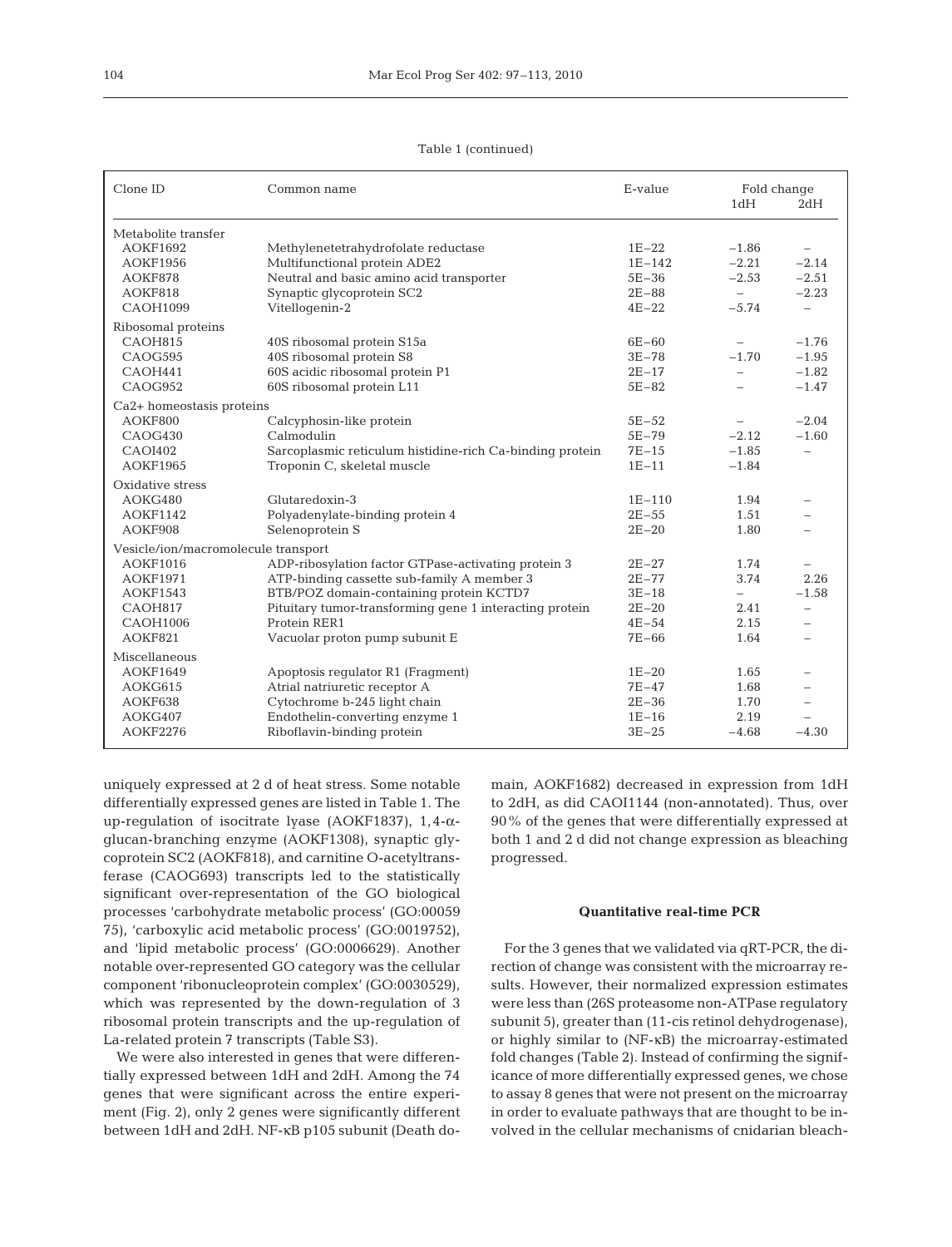Table 1 (continued)

| Clone ID | Common name | E-value | Fold change 1dH | 2dH |
|---|---|---|---|---|
| Metabolite transfer | | | | |
| AOKF1692 | Methylenetetrahydrofolate reductase | 1E−22 | −1.86 | – |
| AOKF1956 | Multifunctional protein ADE2 | 1E−142 | −2.21 | −2.14 |
| AOKF878 | Neutral and basic amino acid transporter | 5E−36 | −2.53 | −2.51 |
| AOKF818 | Synaptic glycoprotein SC2 | 2E−88 | – | −2.23 |
| CAOH1099 | Vitellogenin-2 | 4E−22 | −5.74 | – |
| Ribosomal proteins | | | | |
| CAOH815 | 40S ribosomal protein S15a | 6E−60 | – | −1.76 |
| CAOG595 | 40S ribosomal protein S8 | 3E−78 | −1.70 | −1.95 |
| CAOH441 | 60S acidic ribosomal protein P1 | 2E−17 | – | −1.82 |
| CAOG952 | 60S ribosomal protein L11 | 5E−82 | – | −1.47 |
| Ca2+ homeostasis proteins | | | | |
| AOKF800 | Calcyphosin-like protein | 5E−52 | – | −2.04 |
| CAOG430 | Calmodulin | 5E−79 | −2.12 | −1.60 |
| CAOI402 | Sarcoplasmic reticulum histidine-rich Ca-binding protein | 7E−15 | −1.85 | – |
| AOKF1965 | Troponin C, skeletal muscle | 1E−11 | −1.84 | |
| Oxidative stress | | | | |
| AOKG480 | Glutaredoxin-3 | 1E−110 | 1.94 | – |
| AOKF1142 | Polyadenylate-binding protein 4 | 2E−55 | 1.51 | – |
| AOKF908 | Selenoprotein S | 2E−20 | 1.80 | – |
| Vesicle/ion/macromolecule transport | | | | |
| AOKF1016 | ADP-ribosylation factor GTPase-activating protein 3 | 2E−27 | 1.74 | – |
| AOKF1971 | ATP-binding cassette sub-family A member 3 | 2E−77 | 3.74 | 2.26 |
| AOKF1543 | BTB/POZ domain-containing protein KCTD7 | 3E−18 | – | −1.58 |
| CAOH817 | Pituitary tumor-transforming gene 1 interacting protein | 2E−20 | 2.41 | – |
| CAOH1006 | Protein RER1 | 4E−54 | 2.15 | – |
| AOKF821 | Vacuolar proton pump subunit E | 7E−66 | 1.64 | – |
| Miscellaneous | | | | |
| AOKF1649 | Apoptosis regulator R1 (Fragment) | 1E−20 | 1.65 | – |
| AOKG615 | Atrial natriuretic receptor A | 7E−47 | 1.68 | – |
| AOKF638 | Cytochrome b-245 light chain | 2E−36 | 1.70 | – |
| AOKG407 | Endothelin-converting enzyme 1 | 1E−16 | 2.19 | – |
| AOKF2276 | Riboflavin-binding protein | 3E−25 | −4.68 | −4.30 |

uniquely expressed at 2 d of heat stress. Some notable differentially expressed genes are listed in Table 1. The up-regulation of isocitrate lyase (AOKF1837), 1,4-α-glucan-branching enzyme (AOKF1308), synaptic glycoprotein SC2 (AOKF818), and carnitine O-acetyltransferase (CAOG693) transcripts led to the statistically significant over-representation of the GO biological processes 'carbohydrate metabolic process' (GO:0005975), 'carboxylic acid metabolic process' (GO:0019752), and 'lipid metabolic process' (GO:0006629). Another notable over-represented GO category was the cellular component 'ribonucleoprotein complex' (GO:0030529), which was represented by the down-regulation of 3 ribosomal protein transcripts and the up-regulation of La-related protein 7 transcripts (Table S3).

We were also interested in genes that were differentially expressed between 1dH and 2dH. Among the 74 genes that were significant across the entire experiment (Fig. 2), only 2 genes were significantly different between 1dH and 2dH. NF-κB p105 subunit (Death domain, AOKF1682) decreased in expression from 1dH to 2dH, as did CAOI1144 (non-annotated). Thus, over 90% of the genes that were differentially expressed at both 1 and 2 d did not change expression as bleaching progressed.

### Quantitative real-time PCR

For the 3 genes that we validated via qRT-PCR, the direction of change was consistent with the microarray results. However, their normalized expression estimates were less than (26S proteasome non-ATPase regulatory subunit 5), greater than (11-cis retinol dehydrogenase), or highly similar to (NF-κB) the microarray-estimated fold changes (Table 2). Instead of confirming the significance of more differentially expressed genes, we chose to assay 8 genes that were not present on the microarray in order to evaluate pathways that are thought to be involved in the cellular mechanisms of cnidarian bleach-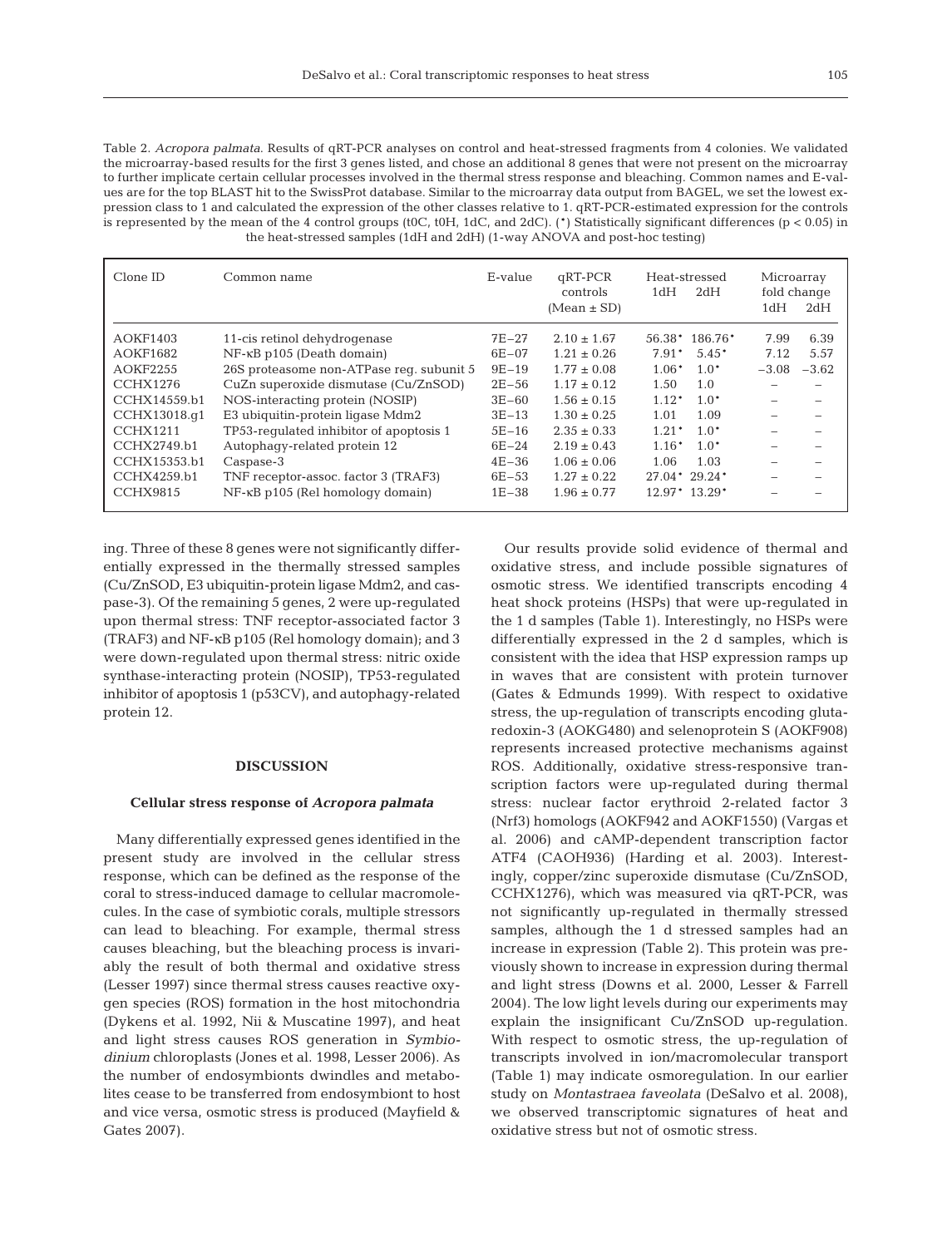Table 2. *Acropora palmata*. Results of qRT-PCR analyses on control and heat-stressed fragments from 4 colonies. We validated the microarray-based results for the first 3 genes listed, and chose an additional 8 genes that were not present on the microarray to further implicate certain cellular processes involved in the thermal stress response and bleaching. Common names and E-values are for the top BLAST hit to the SwissProt database. Similar to the microarray data output from BAGEL, we set the lowest expression class to 1 and calculated the expression of the other classes relative to 1. qRT-PCR-estimated expression for the controls is represented by the mean of the 4 control groups (t0C, t0H, 1dC, and 2dC). (*) Statistically significant differences ($p < 0.05$) in the heat-stressed samples (1dH and 2dH) (1-way ANOVA and post-hoc testing)

| Clone ID | Common name | E-value | qRT-PCR controls (Mean ± SD) | Heat-stressed | | Microarray fold change | |
|---|---|---|---|---|---|---|---|
| | | | | 1dH | 2dH | 1dH | 2dH |
| AOKF1403 | 11-cis retinol dehydrogenase | 7E−27 | 2.10 ± 1.67 | 56.38* | 186.76* | 7.99 | 6.39 |
| AOKF1682 | NF-κB p105 (Death domain) | 6E−07 | 1.21 ± 0.26 | 7.91* | 5.45* | 7.12 | 5.57 |
| AOKF2255 | 26S proteasome non-ATPase reg. subunit 5 | 9E−19 | 1.77 ± 0.08 | 1.06* | 1.0* | −3.08 | −3.62 |
| CCHX1276 | CuZn superoxide dismutase (Cu/ZnSOD) | 2E−56 | 1.17 ± 0.12 | 1.50 | 1.0 | – | – |
| CCHX14559.b1 | NOS-interacting protein (NOSIP) | 3E−60 | 1.56 ± 0.15 | 1.12* | 1.0* | – | – |
| CCHX13018.g1 | E3 ubiquitin-protein ligase Mdm2 | 3E−13 | 1.30 ± 0.25 | 1.01 | 1.09 | – | – |
| CCHX1211 | TP53-regulated inhibitor of apoptosis 1 | 5E−16 | 2.35 ± 0.33 | 1.21* | 1.0* | – | – |
| CCHX2749.b1 | Autophagy-related protein 12 | 6E−24 | 2.19 ± 0.43 | 1.16* | 1.0* | – | – |
| CCHX15353.b1 | Caspase-3 | 4E−36 | 1.06 ± 0.06 | 1.06 | 1.03 | – | – |
| CCHX4259.b1 | TNF receptor-assoc. factor 3 (TRAF3) | 6E−53 | 1.27 ± 0.22 | 27.04* | 29.24* | – | – |
| CCHX9815 | NF-κB p105 (Rel homology domain) | 1E−38 | 1.96 ± 0.77 | 12.97* | 13.29* | – | – |

ing. Three of these 8 genes were not significantly differentially expressed in the thermally stressed samples (Cu/ZnSOD, E3 ubiquitin-protein ligase Mdm2, and caspase-3). Of the remaining 5 genes, 2 were up-regulated upon thermal stress: TNF receptor-associated factor 3 (TRAF3) and NF-κB p105 (Rel homology domain); and 3 were down-regulated upon thermal stress: nitric oxide synthase-interacting protein (NOSIP), TP53-regulated inhibitor of apoptosis 1 (p53CV), and autophagy-related protein 12.

## DISCUSSION

### Cellular stress response of *Acropora palmata*

Many differentially expressed genes identified in the present study are involved in the cellular stress response, which can be defined as the response of the coral to stress-induced damage to cellular macromolecules. In the case of symbiotic corals, multiple stressors can lead to bleaching. For example, thermal stress causes bleaching, but the bleaching process is invariably the result of both thermal and oxidative stress (Lesser 1997) since thermal stress causes reactive oxygen species (ROS) formation in the host mitochondria (Dykens et al. 1992, Nii & Muscatine 1997), and heat and light stress causes ROS generation in *Symbiodinium* chloroplasts (Jones et al. 1998, Lesser 2006). As the number of endosymbionts dwindles and metabolites cease to be transferred from endosymbiont to host and vice versa, osmotic stress is produced (Mayfield & Gates 2007).

Our results provide solid evidence of thermal and oxidative stress, and include possible signatures of osmotic stress. We identified transcripts encoding 4 heat shock proteins (HSPs) that were up-regulated in the 1 d samples (Table 1). Interestingly, no HSPs were differentially expressed in the 2 d samples, which is consistent with the idea that HSP expression ramps up in waves that are consistent with protein turnover (Gates & Edmunds 1999). With respect to oxidative stress, the up-regulation of transcripts encoding glutaredoxin-3 (AOKG480) and selenoprotein S (AOKF908) represents increased protective mechanisms against ROS. Additionally, oxidative stress-responsive transcription factors were up-regulated during thermal stress: nuclear factor erythroid 2-related factor 3 (Nrf3) homologs (AOKF942 and AOKF1550) (Vargas et al. 2006) and cAMP-dependent transcription factor ATF4 (CAOH936) (Harding et al. 2003). Interestingly, copper/zinc superoxide dismutase (Cu/ZnSOD, CCHX1276), which was measured via qRT-PCR, was not significantly up-regulated in thermally stressed samples, although the 1 d stressed samples had an increase in expression (Table 2). This protein was previously shown to increase in expression during thermal and light stress (Downs et al. 2000, Lesser & Farrell 2004). The low light levels during our experiments may explain the insignificant Cu/ZnSOD up-regulation. With respect to osmotic stress, the up-regulation of transcripts involved in ion/macromolecular transport (Table 1) may indicate osmoregulation. In our earlier study on *Montastraea faveolata* (DeSalvo et al. 2008), we observed transcriptomic signatures of heat and oxidative stress but not of osmotic stress.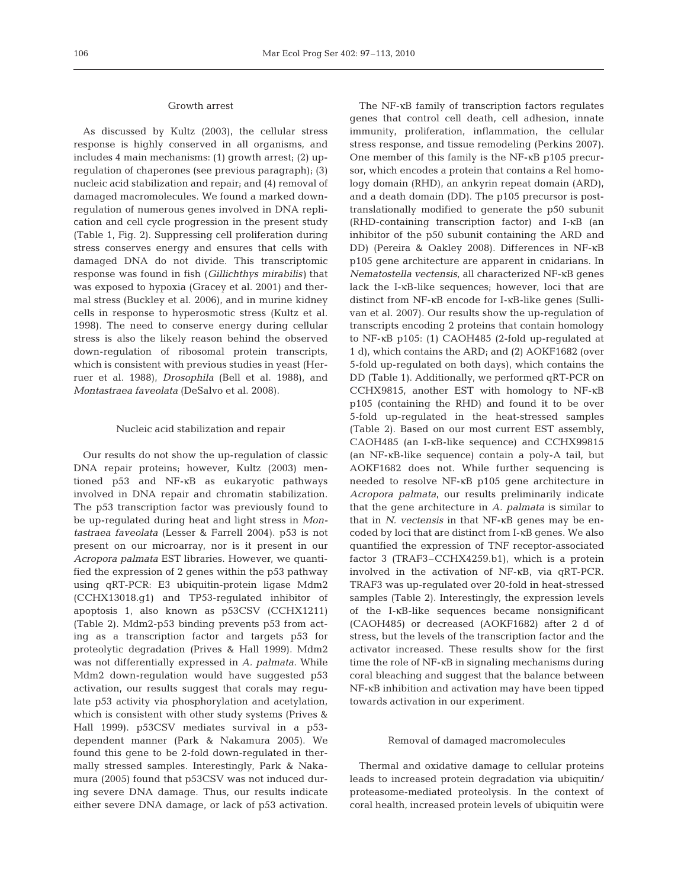### Growth arrest

As discussed by Kultz (2003), the cellular stress response is highly conserved in all organisms, and includes 4 main mechanisms: (1) growth arrest; (2) up-regulation of chaperones (see previous paragraph); (3) nucleic acid stabilization and repair; and (4) removal of damaged macromolecules. We found a marked down-regulation of numerous genes involved in DNA replication and cell cycle progression in the present study (Table 1, Fig. 2). Suppressing cell proliferation during stress conserves energy and ensures that cells with damaged DNA do not divide. This transcriptomic response was found in fish (*Gillichthys mirabilis*) that was exposed to hypoxia (Gracey et al. 2001) and thermal stress (Buckley et al. 2006), and in murine kidney cells in response to hyperosmotic stress (Kultz et al. 1998). The need to conserve energy during cellular stress is also the likely reason behind the observed down-regulation of ribosomal protein transcripts, which is consistent with previous studies in yeast (Herruer et al. 1988), *Drosophila* (Bell et al. 1988), and *Montastraea faveolata* (DeSalvo et al. 2008).

### Nucleic acid stabilization and repair

Our results do not show the up-regulation of classic DNA repair proteins; however, Kultz (2003) mentioned p53 and NF-κB as eukaryotic pathways involved in DNA repair and chromatin stabilization. The p53 transcription factor was previously found to be up-regulated during heat and light stress in *Montastraea faveolata* (Lesser & Farrell 2004). p53 is not present on our microarray, nor is it present in our *Acropora palmata* EST libraries. However, we quantified the expression of 2 genes within the p53 pathway using qRT-PCR: E3 ubiquitin-protein ligase Mdm2 (CCHX13018.g1) and TP53-regulated inhibitor of apoptosis 1, also known as p53CSV (CCHX1211) (Table 2). Mdm2-p53 binding prevents p53 from acting as a transcription factor and targets p53 for proteolytic degradation (Prives & Hall 1999). Mdm2 was not differentially expressed in *A. palmata*. While Mdm2 down-regulation would have suggested p53 activation, our results suggest that corals may regulate p53 activity via phosphorylation and acetylation, which is consistent with other study systems (Prives & Hall 1999). p53CSV mediates survival in a p53-dependent manner (Park & Nakamura 2005). We found this gene to be 2-fold down-regulated in thermally stressed samples. Interestingly, Park & Nakamura (2005) found that p53CSV was not induced during severe DNA damage. Thus, our results indicate either severe DNA damage, or lack of p53 activation.

The NF-κB family of transcription factors regulates genes that control cell death, cell adhesion, innate immunity, proliferation, inflammation, the cellular stress response, and tissue remodeling (Perkins 2007). One member of this family is the NF-κB p105 precursor, which encodes a protein that contains a Rel homology domain (RHD), an ankyrin repeat domain (ARD), and a death domain (DD). The p105 precursor is post-translationally modified to generate the p50 subunit (RHD-containing transcription factor) and I-κB (an inhibitor of the p50 subunit containing the ARD and DD) (Pereira & Oakley 2008). Differences in NF-κB p105 gene architecture are apparent in cnidarians. In *Nematostella vectensis*, all characterized NF-κB genes lack the I-κB-like sequences; however, loci that are distinct from NF-κB encode for I-κB-like genes (Sullivan et al. 2007). Our results show the up-regulation of transcripts encoding 2 proteins that contain homology to NF-κB p105: (1) CAOH485 (2-fold up-regulated at 1 d), which contains the ARD; and (2) AOKF1682 (over 5-fold up-regulated on both days), which contains the DD (Table 1). Additionally, we performed qRT-PCR on CCHX9815, another EST with homology to NF-κB p105 (containing the RHD) and found it to be over 5-fold up-regulated in the heat-stressed samples (Table 2). Based on our most current EST assembly, CAOH485 (an I-κB-like sequence) and CCHX99815 (an NF-κB-like sequence) contain a poly-A tail, but AOKF1682 does not. While further sequencing is needed to resolve NF-κB p105 gene architecture in *Acropora palmata*, our results preliminarily indicate that the gene architecture in *A. palmata* is similar to that in *N. vectensis* in that NF-κB genes may be encoded by loci that are distinct from I-κB genes. We also quantified the expression of TNF receptor-associated factor 3 (TRAF3–CCHX4259.b1), which is a protein involved in the activation of NF-κB, via qRT-PCR. TRAF3 was up-regulated over 20-fold in heat-stressed samples (Table 2). Interestingly, the expression levels of the I-κB-like sequences became nonsignificant (CAOH485) or decreased (AOKF1682) after 2 d of stress, but the levels of the transcription factor and the activator increased. These results show for the first time the role of NF-κB in signaling mechanisms during coral bleaching and suggest that the balance between NF-κB inhibition and activation may have been tipped towards activation in our experiment.

### Removal of damaged macromolecules

Thermal and oxidative damage to cellular proteins leads to increased protein degradation via ubiquitin/proteasome-mediated proteolysis. In the context of coral health, increased protein levels of ubiquitin were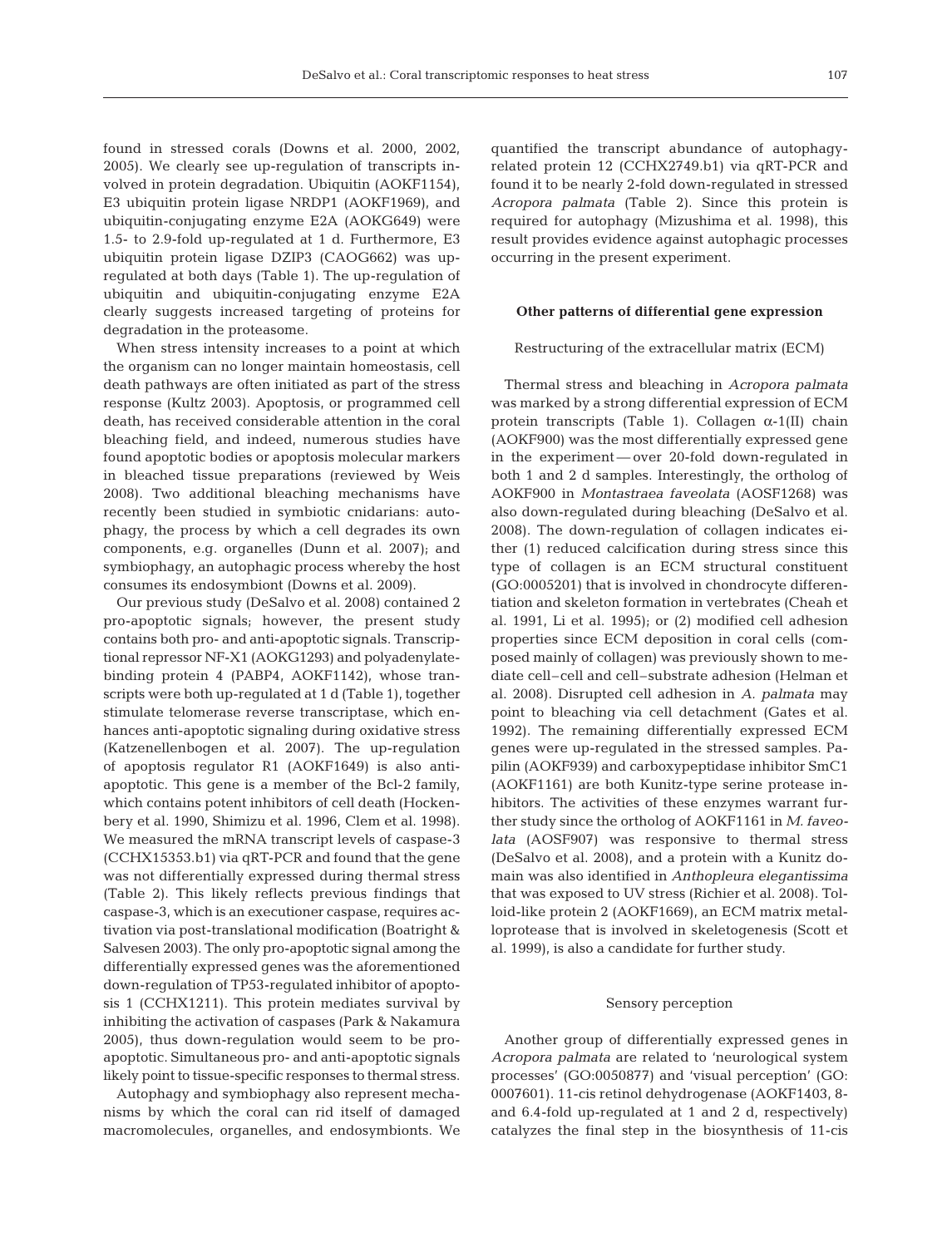found in stressed corals (Downs et al. 2000, 2002, 2005). We clearly see up-regulation of transcripts involved in protein degradation. Ubiquitin (AOKF1154), E3 ubiquitin protein ligase NRDP1 (AOKF1969), and ubiquitin-conjugating enzyme E2A (AOKG649) were 1.5- to 2.9-fold up-regulated at 1 d. Furthermore, E3 ubiquitin protein ligase DZIP3 (CAOG662) was up-regulated at both days (Table 1). The up-regulation of ubiquitin and ubiquitin-conjugating enzyme E2A clearly suggests increased targeting of proteins for degradation in the proteasome.

When stress intensity increases to a point at which the organism can no longer maintain homeostasis, cell death pathways are often initiated as part of the stress response (Kultz 2003). Apoptosis, or programmed cell death, has received considerable attention in the coral bleaching field, and indeed, numerous studies have found apoptotic bodies or apoptosis molecular markers in bleached tissue preparations (reviewed by Weis 2008). Two additional bleaching mechanisms have recently been studied in symbiotic cnidarians: autophagy, the process by which a cell degrades its own components, e.g. organelles (Dunn et al. 2007); and symbiophagy, an autophagic process whereby the host consumes its endosymbiont (Downs et al. 2009).

Our previous study (DeSalvo et al. 2008) contained 2 pro-apoptotic signals; however, the present study contains both pro- and anti-apoptotic signals. Transcriptional repressor NF-X1 (AOKG1293) and polyadenylate-binding protein 4 (PABP4, AOKF1142), whose transcripts were both up-regulated at 1 d (Table 1), together stimulate telomerase reverse transcriptase, which enhances anti-apoptotic signaling during oxidative stress (Katzenellenbogen et al. 2007). The up-regulation of apoptosis regulator R1 (AOKF1649) is also anti-apoptotic. This gene is a member of the Bcl-2 family, which contains potent inhibitors of cell death (Hockenbery et al. 1990, Shimizu et al. 1996, Clem et al. 1998). We measured the mRNA transcript levels of caspase-3 (CCHX15353.b1) via qRT-PCR and found that the gene was not differentially expressed during thermal stress (Table 2). This likely reflects previous findings that caspase-3, which is an executioner caspase, requires activation via post-translational modification (Boatright & Salvesen 2003). The only pro-apoptotic signal among the differentially expressed genes was the aforementioned down-regulation of TP53-regulated inhibitor of apoptosis 1 (CCHX1211). This protein mediates survival by inhibiting the activation of caspases (Park & Nakamura 2005), thus down-regulation would seem to be pro-apoptotic. Simultaneous pro- and anti-apoptotic signals likely point to tissue-specific responses to thermal stress.

Autophagy and symbiophagy also represent mechanisms by which the coral can rid itself of damaged macromolecules, organelles, and endosymbionts. We quantified the transcript abundance of autophagy-related protein 12 (CCHX2749.b1) via qRT-PCR and found it to be nearly 2-fold down-regulated in stressed *Acropora palmata* (Table 2). Since this protein is required for autophagy (Mizushima et al. 1998), this result provides evidence against autophagic processes occurring in the present experiment.

## Other patterns of differential gene expression

### Restructuring of the extracellular matrix (ECM)

Thermal stress and bleaching in *Acropora palmata* was marked by a strong differential expression of ECM protein transcripts (Table 1). Collagen α-1(II) chain (AOKF900) was the most differentially expressed gene in the experiment — over 20-fold down-regulated in both 1 and 2 d samples. Interestingly, the ortholog of AOKF900 in *Montastraea faveolata* (AOSF1268) was also down-regulated during bleaching (DeSalvo et al. 2008). The down-regulation of collagen indicates either (1) reduced calcification during stress since this type of collagen is an ECM structural constituent (GO:0005201) that is involved in chondrocyte differentiation and skeleton formation in vertebrates (Cheah et al. 1991, Li et al. 1995); or (2) modified cell adhesion properties since ECM deposition in coral cells (composed mainly of collagen) was previously shown to mediate cell–cell and cell–substrate adhesion (Helman et al. 2008). Disrupted cell adhesion in *A. palmata* may point to bleaching via cell detachment (Gates et al. 1992). The remaining differentially expressed ECM genes were up-regulated in the stressed samples. Papilin (AOKF939) and carboxypeptidase inhibitor SmC1 (AOKF1161) are both Kunitz-type serine protease inhibitors. The activities of these enzymes warrant further study since the ortholog of AOKF1161 in *M. faveolata* (AOSF907) was responsive to thermal stress (DeSalvo et al. 2008), and a protein with a Kunitz domain was also identified in *Anthopleura elegantissima* that was exposed to UV stress (Richier et al. 2008). Tolloid-like protein 2 (AOKF1669), an ECM matrix metalloprotease that is involved in skeletogenesis (Scott et al. 1999), is also a candidate for further study.

### Sensory perception

Another group of differentially expressed genes in *Acropora palmata* are related to 'neurological system processes' (GO:0050877) and 'visual perception' (GO:0007601). 11-cis retinol dehydrogenase (AOKF1403, 8- and 6.4-fold up-regulated at 1 and 2 d, respectively) catalyzes the final step in the biosynthesis of 11-cis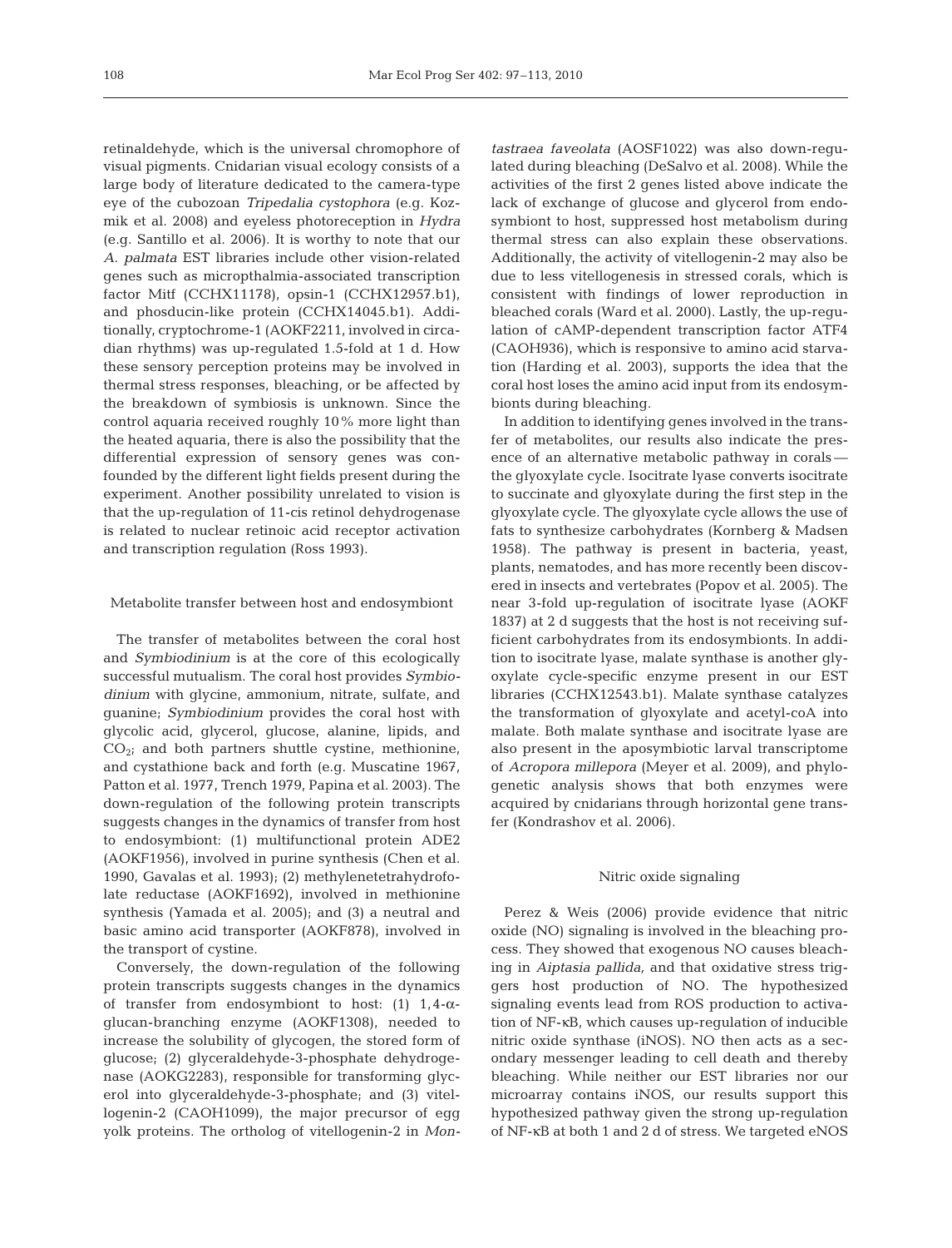retinaldehyde, which is the universal chromophore of visual pigments. Cnidarian visual ecology consists of a large body of literature dedicated to the camera-type eye of the cubozoan *Tripedalia cystophora* (e.g. Kozmik et al. 2008) and eyeless photoreception in *Hydra* (e.g. Santillo et al. 2006). It is worthy to note that our *A. palmata* EST libraries include other vision-related genes such as micropthalmia-associated transcription factor Mitf (CCHX11178), opsin-1 (CCHX12957.b1), and phosducin-like protein (CCHX14045.b1). Additionally, cryptochrome-1 (AOKF2211, involved in circadian rhythms) was up-regulated 1.5-fold at 1 d. How these sensory perception proteins may be involved in thermal stress responses, bleaching, or be affected by the breakdown of symbiosis is unknown. Since the control aquaria received roughly 10% more light than the heated aquaria, there is also the possibility that the differential expression of sensory genes was confounded by the different light fields present during the experiment. Another possibility unrelated to vision is that the up-regulation of 11-cis retinol dehydrogenase is related to nuclear retinoic acid receptor activation and transcription regulation (Ross 1993).

### Metabolite transfer between host and endosymbiont

The transfer of metabolites between the coral host and *Symbiodinium* is at the core of this ecologically successful mutualism. The coral host provides *Symbiodinium* with glycine, ammonium, nitrate, sulfate, and guanine; *Symbiodinium* provides the coral host with glycolic acid, glycerol, glucose, alanine, lipids, and $CO_2$; and both partners shuttle cystine, methionine, and cystathione back and forth (e.g. Muscatine 1967, Patton et al. 1977, Trench 1979, Papina et al. 2003). The down-regulation of the following protein transcripts suggests changes in the dynamics of transfer from host to endosymbiont: (1) multifunctional protein ADE2 (AOKF1956), involved in purine synthesis (Chen et al. 1990, Gavalas et al. 1993); (2) methylenetetrahydrofolate reductase (AOKF1692), involved in methionine synthesis (Yamada et al. 2005); and (3) a neutral and basic amino acid transporter (AOKF878), involved in the transport of cystine.

Conversely, the down-regulation of the following protein transcripts suggests changes in the dynamics of transfer from endosymbiont to host: (1) 1,4-α-glucan-branching enzyme (AOKF1308), needed to increase the solubility of glycogen, the stored form of glucose; (2) glyceraldehyde-3-phosphate dehydrogenase (AOKG2283), responsible for transforming glycerol into glyceraldehyde-3-phosphate; and (3) vitellogenin-2 (CAOH1099), the major precursor of egg yolk proteins. The ortholog of vitellogenin-2 in *Montastraea faveolata* (AOSF1022) was also down-regulated during bleaching (DeSalvo et al. 2008). While the activities of the first 2 genes listed above indicate the lack of exchange of glucose and glycerol from endosymbiont to host, suppressed host metabolism during thermal stress can also explain these observations. Additionally, the activity of vitellogenin-2 may also be due to less vitellogenesis in stressed corals, which is consistent with findings of lower reproduction in bleached corals (Ward et al. 2000). Lastly, the up-regulation of cAMP-dependent transcription factor ATF4 (CAOH936), which is responsive to amino acid starvation (Harding et al. 2003), supports the idea that the coral host loses the amino acid input from its endosymbionts during bleaching.

In addition to identifying genes involved in the transfer of metabolites, our results also indicate the presence of an alternative metabolic pathway in corals — the glyoxylate cycle. Isocitrate lyase converts isocitrate to succinate and glyoxylate during the first step in the glyoxylate cycle. The glyoxylate cycle allows the use of fats to synthesize carbohydrates (Kornberg & Madsen 1958). The pathway is present in bacteria, yeast, plants, nematodes, and has more recently been discovered in insects and vertebrates (Popov et al. 2005). The near 3-fold up-regulation of isocitrate lyase (AOKF 1837) at 2 d suggests that the host is not receiving sufficient carbohydrates from its endosymbionts. In addition to isocitrate lyase, malate synthase is another glyoxylate cycle-specific enzyme present in our EST libraries (CCHX12543.b1). Malate synthase catalyzes the transformation of glyoxylate and acetyl-coA into malate. Both malate synthase and isocitrate lyase are also present in the aposymbiotic larval transcriptome of *Acropora millepora* (Meyer et al. 2009), and phylogenetic analysis shows that both enzymes were acquired by cnidarians through horizontal gene transfer (Kondrashov et al. 2006).

### Nitric oxide signaling

Perez & Weis (2006) provide evidence that nitric oxide (NO) signaling is involved in the bleaching process. They showed that exogenous NO causes bleaching in *Aiptasia pallida,* and that oxidative stress triggers host production of NO. The hypothesized signaling events lead from ROS production to activation of NF-κB, which causes up-regulation of inducible nitric oxide synthase (iNOS). NO then acts as a secondary messenger leading to cell death and thereby bleaching. While neither our EST libraries nor our microarray contains iNOS, our results support this hypothesized pathway given the strong up-regulation of NF-κB at both 1 and 2 d of stress. We targeted eNOS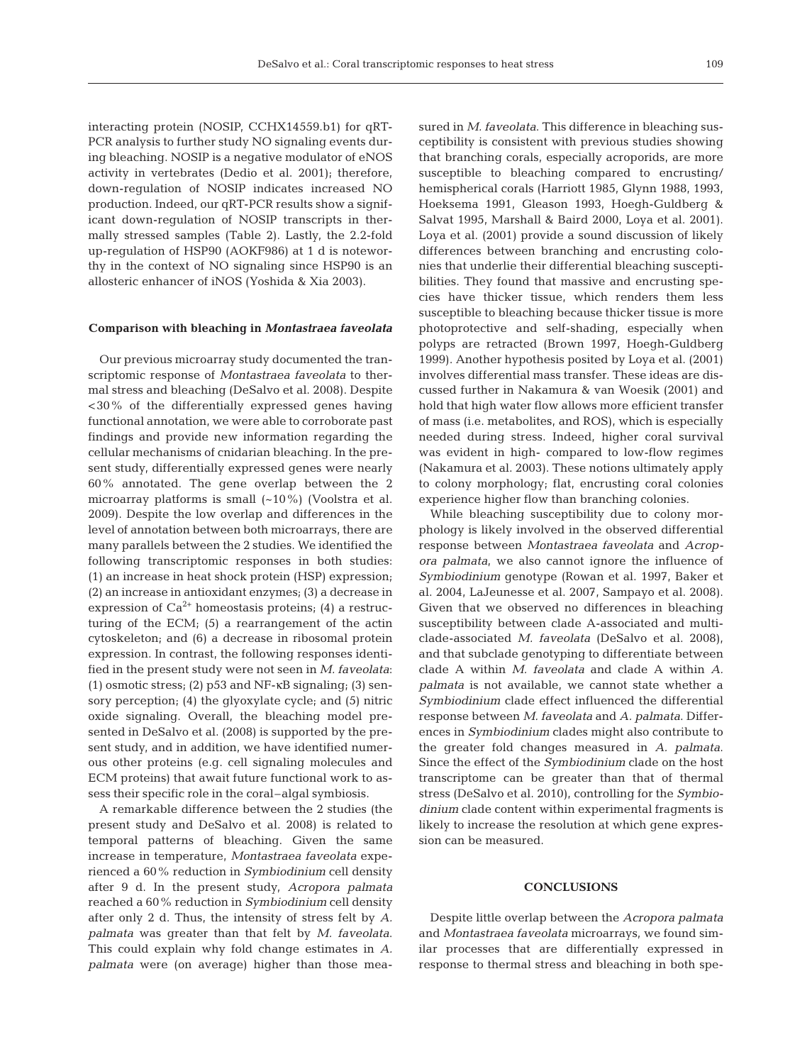interacting protein (NOSIP, CCHX14559.b1) for qRT-PCR analysis to further study NO signaling events during bleaching. NOSIP is a negative modulator of eNOS activity in vertebrates (Dedio et al. 2001); therefore, down-regulation of NOSIP indicates increased NO production. Indeed, our qRT-PCR results show a significant down-regulation of NOSIP transcripts in thermally stressed samples (Table 2). Lastly, the 2.2-fold up-regulation of HSP90 (AOKF986) at 1 d is noteworthy in the context of NO signaling since HSP90 is an allosteric enhancer of iNOS (Yoshida & Xia 2003).

### Comparison with bleaching in *Montastraea faveolata*

Our previous microarray study documented the transcriptomic response of *Montastraea faveolata* to thermal stress and bleaching (DeSalvo et al. 2008). Despite <30% of the differentially expressed genes having functional annotation, we were able to corroborate past findings and provide new information regarding the cellular mechanisms of cnidarian bleaching. In the present study, differentially expressed genes were nearly 60% annotated. The gene overlap between the 2 microarray platforms is small (~10%) (Voolstra et al. 2009). Despite the low overlap and differences in the level of annotation between both microarrays, there are many parallels between the 2 studies. We identified the following transcriptomic responses in both studies: (1) an increase in heat shock protein (HSP) expression; (2) an increase in antioxidant enzymes; (3) a decrease in expression of $Ca^{2+}$ homeostasis proteins; (4) a restructuring of the ECM; (5) a rearrangement of the actin cytoskeleton; and (6) a decrease in ribosomal protein expression. In contrast, the following responses identified in the present study were not seen in *M. faveolata*: (1) osmotic stress; (2) p53 and NF-κB signaling; (3) sensory perception; (4) the glyoxylate cycle; and (5) nitric oxide signaling. Overall, the bleaching model presented in DeSalvo et al. (2008) is supported by the present study, and in addition, we have identified numerous other proteins (e.g. cell signaling molecules and ECM proteins) that await future functional work to assess their specific role in the coral–algal symbiosis.

A remarkable difference between the 2 studies (the present study and DeSalvo et al. 2008) is related to temporal patterns of bleaching. Given the same increase in temperature, *Montastraea faveolata* experienced a 60% reduction in *Symbiodinium* cell density after 9 d. In the present study, *Acropora palmata* reached a 60% reduction in *Symbiodinium* cell density after only 2 d. Thus, the intensity of stress felt by *A. palmata* was greater than that felt by *M. faveolata*. This could explain why fold change estimates in *A. palmata* were (on average) higher than those measured in *M. faveolata*. This difference in bleaching susceptibility is consistent with previous studies showing that branching corals, especially acroporids, are more susceptible to bleaching compared to encrusting/hemispherical corals (Harriott 1985, Glynn 1988, 1993, Hoeksema 1991, Gleason 1993, Hoegh-Guldberg & Salvat 1995, Marshall & Baird 2000, Loya et al. 2001). Loya et al. (2001) provide a sound discussion of likely differences between branching and encrusting colonies that underlie their differential bleaching susceptibilities. They found that massive and encrusting species have thicker tissue, which renders them less susceptible to bleaching because thicker tissue is more photoprotective and self-shading, especially when polyps are retracted (Brown 1997, Hoegh-Guldberg 1999). Another hypothesis posited by Loya et al. (2001) involves differential mass transfer. These ideas are discussed further in Nakamura & van Woesik (2001) and hold that high water flow allows more efficient transfer of mass (i.e. metabolites, and ROS), which is especially needed during stress. Indeed, higher coral survival was evident in high- compared to low-flow regimes (Nakamura et al. 2003). These notions ultimately apply to colony morphology; flat, encrusting coral colonies experience higher flow than branching colonies.

While bleaching susceptibility due to colony morphology is likely involved in the observed differential response between *Montastraea faveolata* and *Acropora palmata*, we also cannot ignore the influence of *Symbiodinium* genotype (Rowan et al. 1997, Baker et al. 2004, LaJeunesse et al. 2007, Sampayo et al. 2008). Given that we observed no differences in bleaching susceptibility between clade A-associated and multiclade-associated *M. faveolata* (DeSalvo et al. 2008), and that subclade genotyping to differentiate between clade A within *M. faveolata* and clade A within *A. palmata* is not available, we cannot state whether a *Symbiodinium* clade effect influenced the differential response between *M. faveolata* and *A. palmata*. Differences in *Symbiodinium* clades might also contribute to the greater fold changes measured in *A. palmata*. Since the effect of the *Symbiodinium* clade on the host transcriptome can be greater than that of thermal stress (DeSalvo et al. 2010), controlling for the *Symbiodinium* clade content within experimental fragments is likely to increase the resolution at which gene expression can be measured.

## CONCLUSIONS

Despite little overlap between the *Acropora palmata* and *Montastraea faveolata* microarrays, we found similar processes that are differentially expressed in response to thermal stress and bleaching in both spe-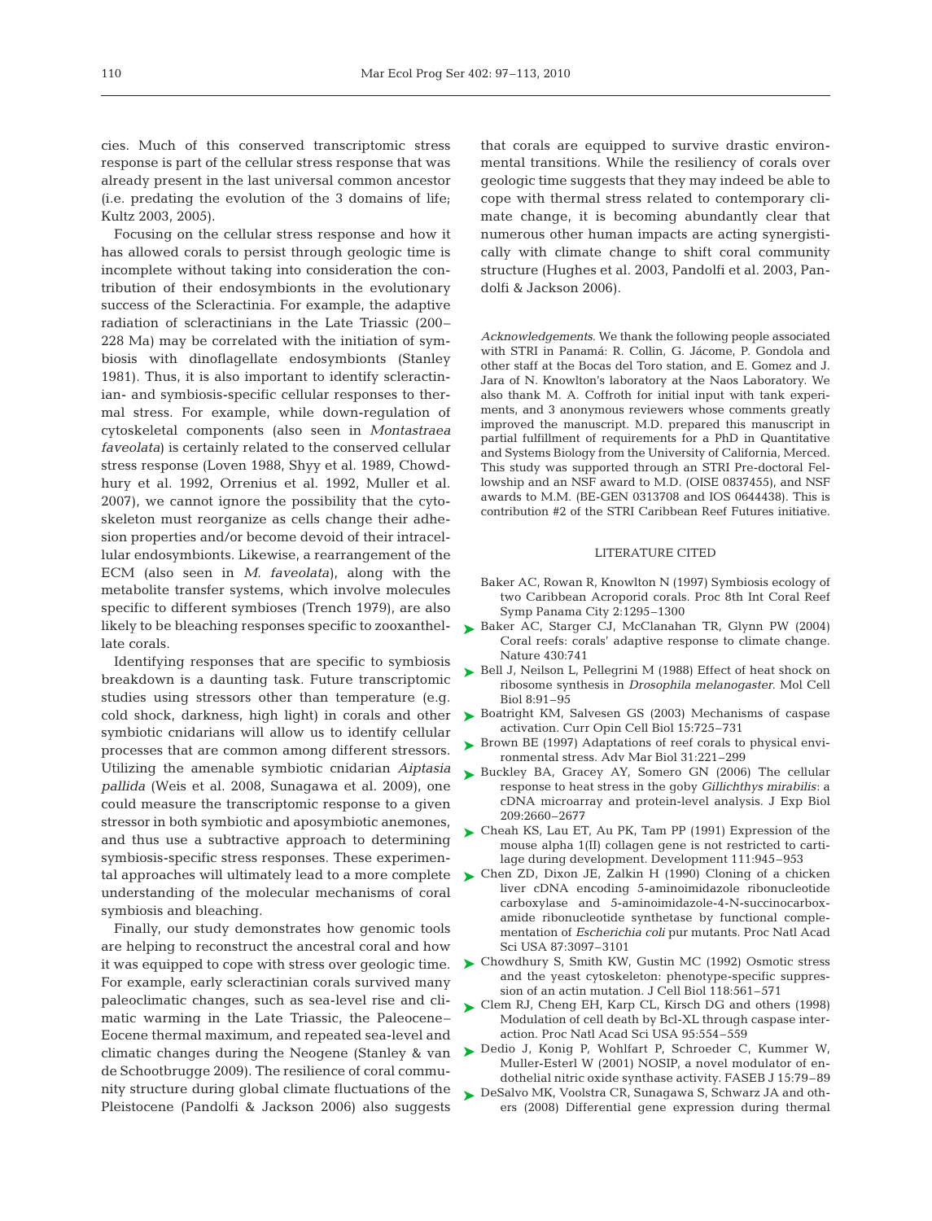cies. Much of this conserved transcriptomic stress response is part of the cellular stress response that was already present in the last universal common ancestor (i.e. predating the evolution of the 3 domains of life; Kultz 2003, 2005).

Focusing on the cellular stress response and how it has allowed corals to persist through geologic time is incomplete without taking into consideration the contribution of their endosymbionts in the evolutionary success of the Scleractinia. For example, the adaptive radiation of scleractinians in the Late Triassic (200–228 Ma) may be correlated with the initiation of symbiosis with dinoflagellate endosymbionts (Stanley 1981). Thus, it is also important to identify scleractinian- and symbiosis-specific cellular responses to thermal stress. For example, while down-regulation of cytoskeletal components (also seen in *Montastraea faveolata*) is certainly related to the conserved cellular stress response (Loven 1988, Shyy et al. 1989, Chowdhury et al. 1992, Orrenius et al. 1992, Muller et al. 2007), we cannot ignore the possibility that the cytoskeleton must reorganize as cells change their adhesion properties and/or become devoid of their intracellular endosymbionts. Likewise, a rearrangement of the ECM (also seen in *M. faveolata*), along with the metabolite transfer systems, which involve molecules specific to different symbioses (Trench 1979), are also likely to be bleaching responses specific to zooxanthellate corals.

Identifying responses that are specific to symbiosis breakdown is a daunting task. Future transcriptomic studies using stressors other than temperature (e.g. cold shock, darkness, high light) in corals and other symbiotic cnidarians will allow us to identify cellular processes that are common among different stressors. Utilizing the amenable symbiotic cnidarian *Aiptasia pallida* (Weis et al. 2008, Sunagawa et al. 2009), one could measure the transcriptomic response to a given stressor in both symbiotic and aposymbiotic anemones, and thus use a subtractive approach to determining symbiosis-specific stress responses. These experimental approaches will ultimately lead to a more complete understanding of the molecular mechanisms of coral symbiosis and bleaching.

Finally, our study demonstrates how genomic tools are helping to reconstruct the ancestral coral and how it was equipped to cope with stress over geologic time. For example, early scleractinian corals survived many paleoclimatic changes, such as sea-level rise and climatic warming in the Late Triassic, the Paleocene–Eocene thermal maximum, and repeated sea-level and climatic changes during the Neogene (Stanley & van de Schootbrugge 2009). The resilience of coral community structure during global climate fluctuations of the Pleistocene (Pandolfi & Jackson 2006) also suggests that corals are equipped to survive drastic environmental transitions. While the resiliency of corals over geologic time suggests that they may indeed be able to cope with thermal stress related to contemporary climate change, it is becoming abundantly clear that numerous other human impacts are acting synergistically with climate change to shift coral community structure (Hughes et al. 2003, Pandolfi et al. 2003, Pandolfi & Jackson 2006).

*Acknowledgements*. We thank the following people associated with STRI in Panamá: R. Collin, G. Jácome, P. Gondola and other staff at the Bocas del Toro station, and E. Gomez and J. Jara of N. Knowlton's laboratory at the Naos Laboratory. We also thank M. A. Coffroth for initial input with tank experiments, and 3 anonymous reviewers whose comments greatly improved the manuscript. M.D. prepared this manuscript in partial fulfillment of requirements for a PhD in Quantitative and Systems Biology from the University of California, Merced. This study was supported through an STRI Pre-doctoral Fellowship and an NSF award to M.D. (OISE 0837455), and NSF awards to M.M. (BE-GEN 0313708 and IOS 0644438). This is contribution #2 of the STRI Caribbean Reef Futures initiative.

## LITERATURE CITED

- Baker AC, Rowan R, Knowlton N (1997) Symbiosis ecology of two Caribbean Acroporid corals. Proc 8th Int Coral Reef Symp Panama City 2:1295–1300
- Baker AC, Starger CJ, McClanahan TR, Glynn PW (2004) Coral reefs: corals' adaptive response to climate change. Nature 430:741
- Bell J, Neilson L, Pellegrini M (1988) Effect of heat shock on ribosome synthesis in *Drosophila melanogaster*. Mol Cell Biol 8:91–95
- Boatright KM, Salvesen GS (2003) Mechanisms of caspase activation. Curr Opin Cell Biol 15:725–731
- Brown BE (1997) Adaptations of reef corals to physical environmental stress. Adv Mar Biol 31:221–299
- Buckley BA, Gracey AY, Somero GN (2006) The cellular response to heat stress in the goby *Gillichthys mirabilis*: a cDNA microarray and protein-level analysis. J Exp Biol 209:2660–2677
- Cheah KS, Lau ET, Au PK, Tam PP (1991) Expression of the mouse alpha 1(II) collagen gene is not restricted to cartilage during development. Development 111:945–953
- Chen ZD, Dixon JE, Zalkin H (1990) Cloning of a chicken liver cDNA encoding 5-aminoimidazole ribonucleotide carboxylase and 5-aminoimidazole-4-N-succinocarboxamide ribonucleotide synthetase by functional complementation of *Escherichia coli* pur mutants. Proc Natl Acad Sci USA 87:3097–3101
- Chowdhury S, Smith KW, Gustin MC (1992) Osmotic stress and the yeast cytoskeleton: phenotype-specific suppression of an actin mutation. J Cell Biol 118:561–571
- Clem RJ, Cheng EH, Karp CL, Kirsch DG and others (1998) Modulation of cell death by Bcl-XL through caspase interaction. Proc Natl Acad Sci USA 95:554–559
- Dedio J, Konig P, Wohlfart P, Schroeder C, Kummer W, Muller-Esterl W (2001) NOSIP, a novel modulator of endothelial nitric oxide synthase activity. FASEB J 15:79–89
- DeSalvo MK, Voolstra CR, Sunagawa S, Schwarz JA and others (2008) Differential gene expression during thermal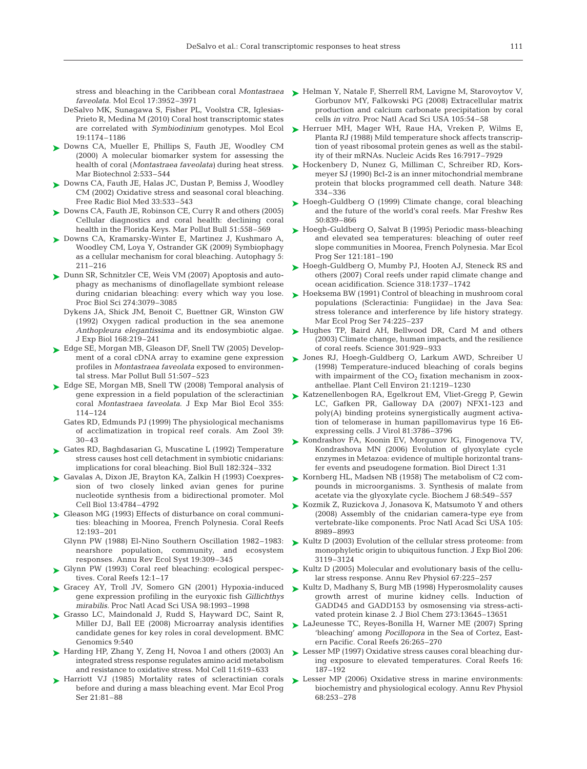stress and bleaching in the Caribbean coral *Montastraea faveolata*. Mol Ecol 17:3952–3971

DeSalvo MK, Sunagawa S, Fisher PL, Voolstra CR, Iglesias-Prieto R, Medina M (2010) Coral host transcriptomic states are correlated with *Symbiodinium* genotypes. Mol Ecol 19:1174–1186

Downs CA, Mueller E, Phillips S, Fauth JE, Woodley CM (2000) A molecular biomarker system for assessing the health of coral (*Montastraea faveolata*) during heat stress. Mar Biotechnol 2:533–544

Downs CA, Fauth JE, Halas JC, Dustan P, Bemiss J, Woodley CM (2002) Oxidative stress and seasonal coral bleaching. Free Radic Biol Med 33:533–543

Downs CA, Fauth JE, Robinson CE, Curry R and others (2005) Cellular diagnostics and coral health: declining coral health in the Florida Keys. Mar Pollut Bull 51:558–569

Downs CA, Kramarsky-Winter E, Martinez J, Kushmaro A, Woodley CM, Loya Y, Ostrander GK (2009) Symbiophagy as a cellular mechanism for coral bleaching. Autophagy 5: 211–216

Dunn SR, Schnitzler CE, Weis VM (2007) Apoptosis and autophagy as mechanisms of dinoflagellate symbiont release during cnidarian bleaching: every which way you lose. Proc Biol Sci 274:3079–3085

Dykens JA, Shick JM, Benoit C, Buettner GR, Winston GW (1992) Oxygen radical production in the sea anemone *Anthopleura elegantissima* and its endosymbiotic algae. J Exp Biol 168:219–241

Edge SE, Morgan MB, Gleason DF, Snell TW (2005) Development of a coral cDNA array to examine gene expression profiles in *Montastraea faveolata* exposed to environmental stress. Mar Pollut Bull 51:507–523

Edge SE, Morgan MB, Snell TW (2008) Temporal analysis of gene expression in a field population of the scleractinian coral *Montastraea faveolata*. J Exp Mar Biol Ecol 355: 114–124

Gates RD, Edmunds PJ (1999) The physiological mechanisms of acclimatization in tropical reef corals. Am Zool 39: 30–43

Gates RD, Baghdasarian G, Muscatine L (1992) Temperature stress causes host cell detachment in symbiotic cnidarians: implications for coral bleaching. Biol Bull 182:324–332

Gavalas A, Dixon JE, Brayton KA, Zalkin H (1993) Coexpression of two closely linked avian genes for purine nucleotide synthesis from a bidirectional promoter. Mol Cell Biol 13:4784–4792

Gleason MG (1993) Effects of disturbance on coral communities: bleaching in Moorea, French Polynesia. Coral Reefs 12:193–201

Glynn PW (1988) El-Nino Southern Oscillation 1982–1983: nearshore population, community, and ecosystem responses. Annu Rev Ecol Syst 19:309–345

Glynn PW (1993) Coral reef bleaching: ecological perspectives. Coral Reefs 12:1–17

Gracey AY, Troll JV, Somero GN (2001) Hypoxia-induced gene expression profiling in the euryoxic fish *Gillichthys mirabilis*. Proc Natl Acad Sci USA 98:1993–1998

Grasso LC, Maindonald J, Rudd S, Hayward DC, Saint R, Miller DJ, Ball EE (2008) Microarray analysis identifies candidate genes for key roles in coral development. BMC Genomics 9:540

Harding HP, Zhang Y, Zeng H, Novoa I and others (2003) An integrated stress response regulates amino acid metabolism and resistance to oxidative stress. Mol Cell 11:619–633

Harriott VJ (1985) Mortality rates of scleractinian corals before and during a mass bleaching event. Mar Ecol Prog Ser 21:81–88

Helman Y, Natale F, Sherrell RM, Lavigne M, Starovoytov V, Gorbunov MY, Falkowski PG (2008) Extracellular matrix production and calcium carbonate precipitation by coral cells *in vitro*. Proc Natl Acad Sci USA 105:54–58

Herruer MH, Mager WH, Raue HA, Vreken P, Wilms E, Planta RJ (1988) Mild temperature shock affects transcription of yeast ribosomal protein genes as well as the stability of their mRNAs. Nucleic Acids Res 16:7917–7929

Hockenbery D, Nunez G, Milliman C, Schreiber RD, Korsmeyer SJ (1990) Bcl-2 is an inner mitochondrial membrane protein that blocks programmed cell death. Nature 348: 334–336

Hoegh-Guldberg O (1999) Climate change, coral bleaching and the future of the world's coral reefs. Mar Freshw Res 50:839–866

Hoegh-Guldberg O, Salvat B (1995) Periodic mass-bleaching and elevated sea temperatures: bleaching of outer reef slope communities in Moorea, French Polynesia. Mar Ecol Prog Ser 121:181–190

Hoegh-Guldberg O, Mumby PJ, Hooten AJ, Steneck RS and others (2007) Coral reefs under rapid climate change and ocean acidification. Science 318:1737–1742

Hoeksema BW (1991) Control of bleaching in mushroom coral populations (Scleractinia: Fungiidae) in the Java Sea: stress tolerance and interference by life history strategy. Mar Ecol Prog Ser 74:225–237

Hughes TP, Baird AH, Bellwood DR, Card M and others (2003) Climate change, human impacts, and the resilience of coral reefs. Science 301:929–933

Jones RJ, Hoegh-Guldberg O, Larkum AWD, Schreiber U (1998) Temperature-induced bleaching of corals begins with impairment of the $CO_2$ fixation mechanism in zooxanthellae. Plant Cell Environ 21:1219–1230

Katzenellenbogen RA, Egelkrout EM, Vliet-Gregg P, Gewin LC, Gafken PR, Galloway DA (2007) NFX1-123 and poly(A) binding proteins synergistically augment activation of telomerase in human papillomavirus type 16 E6-expressing cells. J Virol 81:3786–3796

Kondrashov FA, Koonin EV, Morgunov IG, Finogenova TV, Kondrashova MN (2006) Evolution of glyoxylate cycle enzymes in Metazoa: evidence of multiple horizontal transfer events and pseudogene formation. Biol Direct 1:31

Kornberg HL, Madsen NB (1958) The metabolism of C2 compounds in microorganisms. 3. Synthesis of malate from acetate via the glyoxylate cycle. Biochem J 68:549–557

Kozmik Z, Ruzickova J, Jonasova K, Matsumoto Y and others (2008) Assembly of the cnidarian camera-type eye from vertebrate-like components. Proc Natl Acad Sci USA 105: 8989–8993

Kultz D (2003) Evolution of the cellular stress proteome: from monophyletic origin to ubiquitous function. J Exp Biol 206: 3119–3124

Kultz D (2005) Molecular and evolutionary basis of the cellular stress response. Annu Rev Physiol 67:225–257

Kultz D, Madhany S, Burg MB (1998) Hyperosmolality causes growth arrest of murine kidney cells. Induction of GADD45 and GADD153 by osmosensing via stress-activated protein kinase 2. J Biol Chem 273:13645–13651

LaJeunesse TC, Reyes-Bonilla H, Warner ME (2007) Spring 'bleaching' among *Pocillopora* in the Sea of Cortez, Eastern Pacific. Coral Reefs 26:265–270

Lesser MP (1997) Oxidative stress causes coral bleaching during exposure to elevated temperatures. Coral Reefs 16: 187–192

Lesser MP (2006) Oxidative stress in marine environments: biochemistry and physiological ecology. Annu Rev Physiol 68:253–278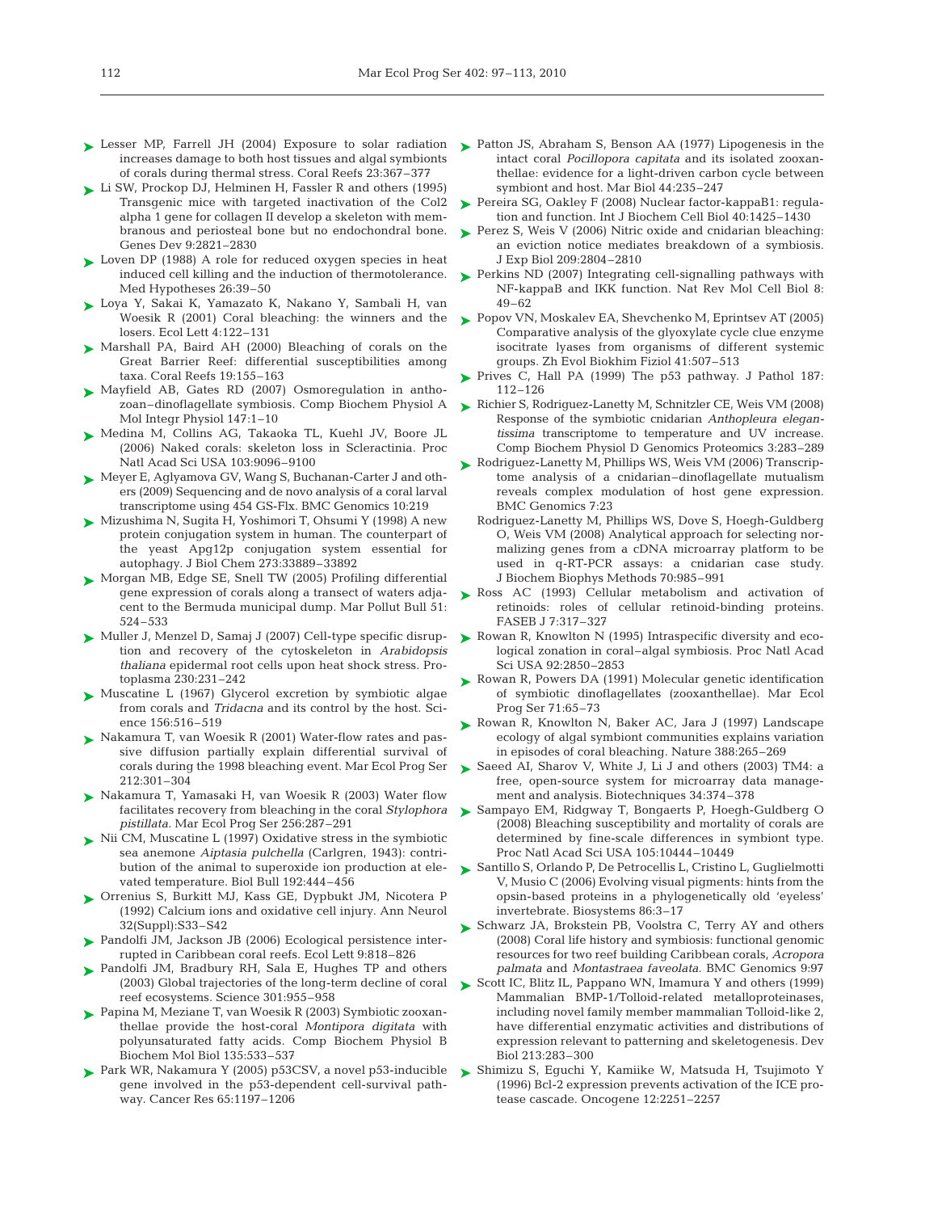- Lesser MP, Farrell JH (2004) Exposure to solar radiation increases damage to both host tissues and algal symbionts of corals during thermal stress. Coral Reefs 23:367–377
- Li SW, Prockop DJ, Helminen H, Fassler R and others (1995) Transgenic mice with targeted inactivation of the Col2 alpha 1 gene for collagen II develop a skeleton with membranous and periosteal bone but no endochondral bone. Genes Dev 9:2821–2830
- Loven DP (1988) A role for reduced oxygen species in heat induced cell killing and the induction of thermotolerance. Med Hypotheses 26:39–50
- Loya Y, Sakai K, Yamazato K, Nakano Y, Sambali H, van Woesik R (2001) Coral bleaching: the winners and the losers. Ecol Lett 4:122–131
- Marshall PA, Baird AH (2000) Bleaching of corals on the Great Barrier Reef: differential susceptibilities among taxa. Coral Reefs 19:155–163
- Mayfield AB, Gates RD (2007) Osmoregulation in anthozoan–dinoflagellate symbiosis. Comp Biochem Physiol A Mol Integr Physiol 147:1–10
- Medina M, Collins AG, Takaoka TL, Kuehl JV, Boore JL (2006) Naked corals: skeleton loss in Scleractinia. Proc Natl Acad Sci USA 103:9096–9100
- Meyer E, Aglyamova GV, Wang S, Buchanan-Carter J and others (2009) Sequencing and de novo analysis of a coral larval transcriptome using 454 GS-Flx. BMC Genomics 10:219
- Mizushima N, Sugita H, Yoshimori T, Ohsumi Y (1998) A new protein conjugation system in human. The counterpart of the yeast Apg12p conjugation system essential for autophagy. J Biol Chem 273:33889–33892
- Morgan MB, Edge SE, Snell TW (2005) Profiling differential gene expression of corals along a transect of waters adjacent to the Bermuda municipal dump. Mar Pollut Bull 51: 524–533
- Muller J, Menzel D, Samaj J (2007) Cell-type specific disruption and recovery of the cytoskeleton in *Arabidopsis thaliana* epidermal root cells upon heat shock stress. Protoplasma 230:231–242
- Muscatine L (1967) Glycerol excretion by symbiotic algae from corals and *Tridacna* and its control by the host. Science 156:516–519
- Nakamura T, van Woesik R (2001) Water-flow rates and passive diffusion partially explain differential survival of corals during the 1998 bleaching event. Mar Ecol Prog Ser 212:301–304
- Nakamura T, Yamasaki H, van Woesik R (2003) Water flow facilitates recovery from bleaching in the coral *Stylophora pistillata*. Mar Ecol Prog Ser 256:287–291
- Nii CM, Muscatine L (1997) Oxidative stress in the symbiotic sea anemone *Aiptasia pulchella* (Carlgren, 1943): contribution of the animal to superoxide ion production at elevated temperature. Biol Bull 192:444–456
- Orrenius S, Burkitt MJ, Kass GE, Dypbukt JM, Nicotera P (1992) Calcium ions and oxidative cell injury. Ann Neurol 32(Suppl):S33–S42
- Pandolfi JM, Jackson JB (2006) Ecological persistence interrupted in Caribbean coral reefs. Ecol Lett 9:818–826
- Pandolfi JM, Bradbury RH, Sala E, Hughes TP and others (2003) Global trajectories of the long-term decline of coral reef ecosystems. Science 301:955–958
- Papina M, Meziane T, van Woesik R (2003) Symbiotic zooxanthellae provide the host-coral *Montipora digitata* with polyunsaturated fatty acids. Comp Biochem Physiol B Biochem Mol Biol 135:533–537
- Park WR, Nakamura Y (2005) p53CSV, a novel p53-inducible gene involved in the p53-dependent cell-survival pathway. Cancer Res 65:1197–1206
- Patton JS, Abraham S, Benson AA (1977) Lipogenesis in the intact coral *Pocillopora capitata* and its isolated zooxanthellae: evidence for a light-driven carbon cycle between symbiont and host. Mar Biol 44:235–247
- Pereira SG, Oakley F (2008) Nuclear factor-kappaB1: regulation and function. Int J Biochem Cell Biol 40:1425–1430
- Perez S, Weis V (2006) Nitric oxide and cnidarian bleaching: an eviction notice mediates breakdown of a symbiosis. J Exp Biol 209:2804–2810
- Perkins ND (2007) Integrating cell-signalling pathways with NF-kappaB and IKK function. Nat Rev Mol Cell Biol 8: 49–62
- Popov VN, Moskalev EA, Shevchenko M, Eprintsev AT (2005) Comparative analysis of the glyoxylate cycle clue enzyme isocitrate lyases from organisms of different systemic groups. Zh Evol Biokhim Fiziol 41:507–513
- Prives C, Hall PA (1999) The p53 pathway. J Pathol 187: 112–126
- Richier S, Rodriguez-Lanetty M, Schnitzler CE, Weis VM (2008) Response of the symbiotic cnidarian *Anthopleura elegantissima* transcriptome to temperature and UV increase. Comp Biochem Physiol D Genomics Proteomics 3:283–289
- Rodriguez-Lanetty M, Phillips WS, Weis VM (2006) Transcriptome analysis of a cnidarian–dinoflagellate mutualism reveals complex modulation of host gene expression. BMC Genomics 7:23
- Rodriguez-Lanetty M, Phillips WS, Dove S, Hoegh-Guldberg O, Weis VM (2008) Analytical approach for selecting normalizing genes from a cDNA microarray platform to be used in q-RT-PCR assays: a cnidarian case study. J Biochem Biophys Methods 70:985–991
- Ross AC (1993) Cellular metabolism and activation of retinoids: roles of cellular retinoid-binding proteins. FASEB J 7:317–327
- Rowan R, Knowlton N (1995) Intraspecific diversity and ecological zonation in coral–algal symbiosis. Proc Natl Acad Sci USA 92:2850–2853
- Rowan R, Powers DA (1991) Molecular genetic identification of symbiotic dinoflagellates (zooxanthellae). Mar Ecol Prog Ser 71:65–73
- Rowan R, Knowlton N, Baker AC, Jara J (1997) Landscape ecology of algal symbiont communities explains variation in episodes of coral bleaching. Nature 388:265–269
- Saeed AI, Sharov V, White J, Li J and others (2003) TM4: a free, open-source system for microarray data management and analysis. Biotechniques 34:374–378
- Sampayo EM, Ridgway T, Bongaerts P, Hoegh-Guldberg O (2008) Bleaching susceptibility and mortality of corals are determined by fine-scale differences in symbiont type. Proc Natl Acad Sci USA 105:10444–10449
- Santillo S, Orlando P, De Petrocellis L, Cristino L, Guglielmotti V, Musio C (2006) Evolving visual pigments: hints from the opsin-based proteins in a phylogenetically old 'eyeless' invertebrate. Biosystems 86:3–17
- Schwarz JA, Brokstein PB, Voolstra C, Terry AY and others (2008) Coral life history and symbiosis: functional genomic resources for two reef building Caribbean corals, *Acropora palmata* and *Montastraea faveolata*. BMC Genomics 9:97
- Scott IC, Blitz IL, Pappano WN, Imamura Y and others (1999) Mammalian BMP-1/Tolloid-related metalloproteinases, including novel family member mammalian Tolloid-like 2, have differential enzymatic activities and distributions of expression relevant to patterning and skeletogenesis. Dev Biol 213:283–300
- Shimizu S, Eguchi Y, Kamiike W, Matsuda H, Tsujimoto Y (1996) Bcl-2 expression prevents activation of the ICE protease cascade. Oncogene 12:2251–2257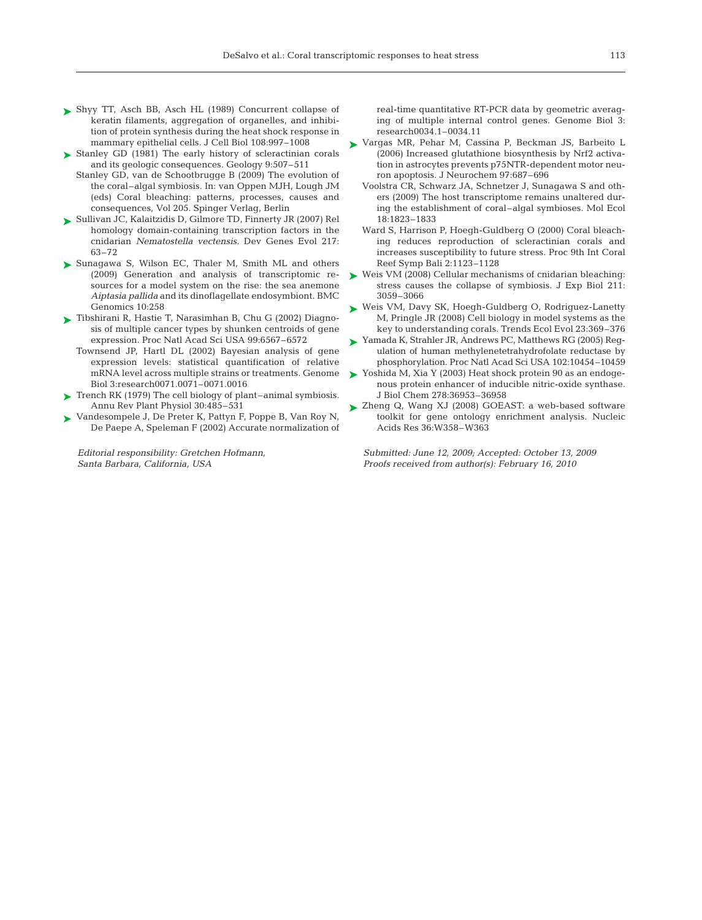Shyy TT, Asch BB, Asch HL (1989) Concurrent collapse of keratin filaments, aggregation of organelles, and inhibition of protein synthesis during the heat shock response in mammary epithelial cells. J Cell Biol 108:997–1008

Stanley GD (1981) The early history of scleractinian corals and its geologic consequences. Geology 9:507–511

Stanley GD, van de Schootbrugge B (2009) The evolution of the coral–algal symbiosis. In: van Oppen MJH, Lough JM (eds) Coral bleaching: patterns, processes, causes and consequences, Vol 205. Spinger Verlag, Berlin

Sullivan JC, Kalaitzidis D, Gilmore TD, Finnerty JR (2007) Rel homology domain-containing transcription factors in the cnidarian *Nematostella vectensis*. Dev Genes Evol 217: 63–72

Sunagawa S, Wilson EC, Thaler M, Smith ML and others (2009) Generation and analysis of transcriptomic resources for a model system on the rise: the sea anemone *Aiptasia pallida* and its dinoflagellate endosymbiont. BMC Genomics 10:258

Tibshirani R, Hastie T, Narasimhan B, Chu G (2002) Diagnosis of multiple cancer types by shunken centroids of gene expression. Proc Natl Acad Sci USA 99:6567–6572

Townsend JP, Hartl DL (2002) Bayesian analysis of gene expression levels: statistical quantification of relative mRNA level across multiple strains or treatments. Genome Biol 3:research0071.0071–0071.0016

Trench RK (1979) The cell biology of plant–animal symbiosis. Annu Rev Plant Physiol 30:485–531

Vandesompele J, De Preter K, Pattyn F, Poppe B, Van Roy N, De Paepe A, Speleman F (2002) Accurate normalization of real-time quantitative RT-PCR data by geometric averaging of multiple internal control genes. Genome Biol 3: research0034.1–0034.11

Vargas MR, Pehar M, Cassina P, Beckman JS, Barbeito L (2006) Increased glutathione biosynthesis by Nrf2 activation in astrocytes prevents p75NTR-dependent motor neuron apoptosis. J Neurochem 97:687–696

Voolstra CR, Schwarz JA, Schnetzer J, Sunagawa S and others (2009) The host transcriptome remains unaltered during the establishment of coral–algal symbioses. Mol Ecol 18:1823–1833

Ward S, Harrison P, Hoegh-Guldberg O (2000) Coral bleaching reduces reproduction of scleractinian corals and increases susceptibility to future stress. Proc 9th Int Coral Reef Symp Bali 2:1123–1128

Weis VM (2008) Cellular mechanisms of cnidarian bleaching: stress causes the collapse of symbiosis. J Exp Biol 211: 3059–3066

Weis VM, Davy SK, Hoegh-Guldberg O, Rodriguez-Lanetty M, Pringle JR (2008) Cell biology in model systems as the key to understanding corals. Trends Ecol Evol 23:369–376

Yamada K, Strahler JR, Andrews PC, Matthews RG (2005) Regulation of human methylenetetrahydrofolate reductase by phosphorylation. Proc Natl Acad Sci USA 102:10454–10459

Yoshida M, Xia Y (2003) Heat shock protein 90 as an endogenous protein enhancer of inducible nitric-oxide synthase. J Biol Chem 278:36953–36958

Zheng Q, Wang XJ (2008) GOEAST: a web-based software toolkit for gene ontology enrichment analysis. Nucleic Acids Res 36:W358–W363

*Editorial responsibility: Gretchen Hofmann, Santa Barbara, California, USA*

*Submitted: June 12, 2009; Accepted: October 13, 2009*
*Proofs received from author(s): February 16, 2010*